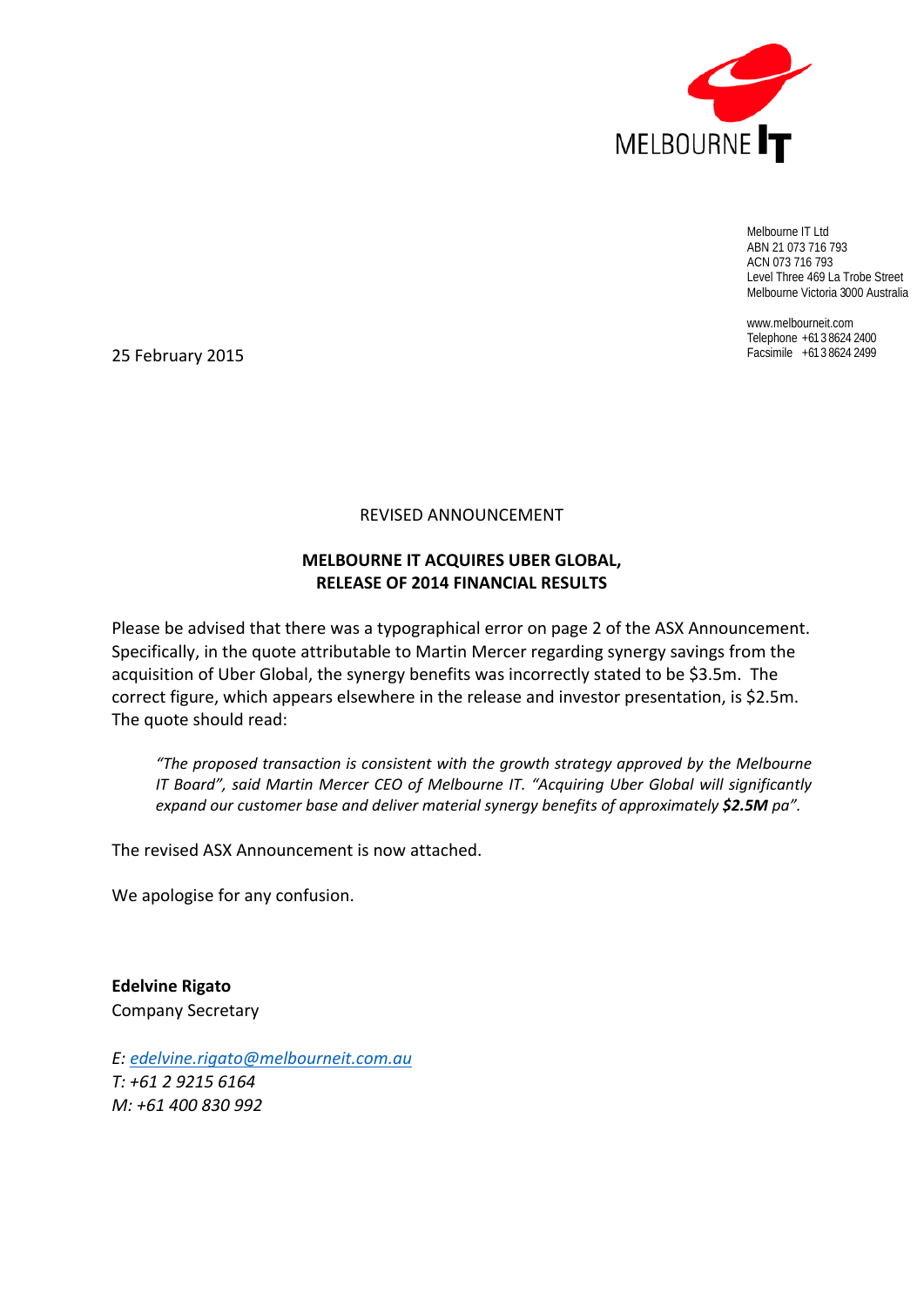MELBOURNE IT

Melbourne IT Ltd
ABN 21 073 716 793
ACN 073 716 793
Level Three 469 La Trobe Street
Melbourne Victoria 3000 Australia

www.melbourneit.com
Telephone +61 3 8624 2400
Facsimile +61 3 8624 2499

25 February 2015

REVISED ANNOUNCEMENT

**MELBOURNE IT ACQUIRES UBER GLOBAL, RELEASE OF 2014 FINANCIAL RESULTS**

Please be advised that there was a typographical error on page 2 of the ASX Announcement. Specifically, in the quote attributable to Martin Mercer regarding synergy savings from the acquisition of Uber Global, the synergy benefits was incorrectly stated to be $3.5m. The correct figure, which appears elsewhere in the release and investor presentation, is $2.5m. The quote should read:

> *"The proposed transaction is consistent with the growth strategy approved by the Melbourne IT Board", said Martin Mercer CEO of Melbourne IT. "Acquiring Uber Global will significantly expand our customer base and deliver material synergy benefits of approximately **$2.5M** pa".*

The revised ASX Announcement is now attached.

We apologise for any confusion.

**Edelvine Rigato**
Company Secretary

*E: edelvine.rigato@melbourneit.com.au*
*T: +61 2 9215 6164*
*M: +61 400 830 992*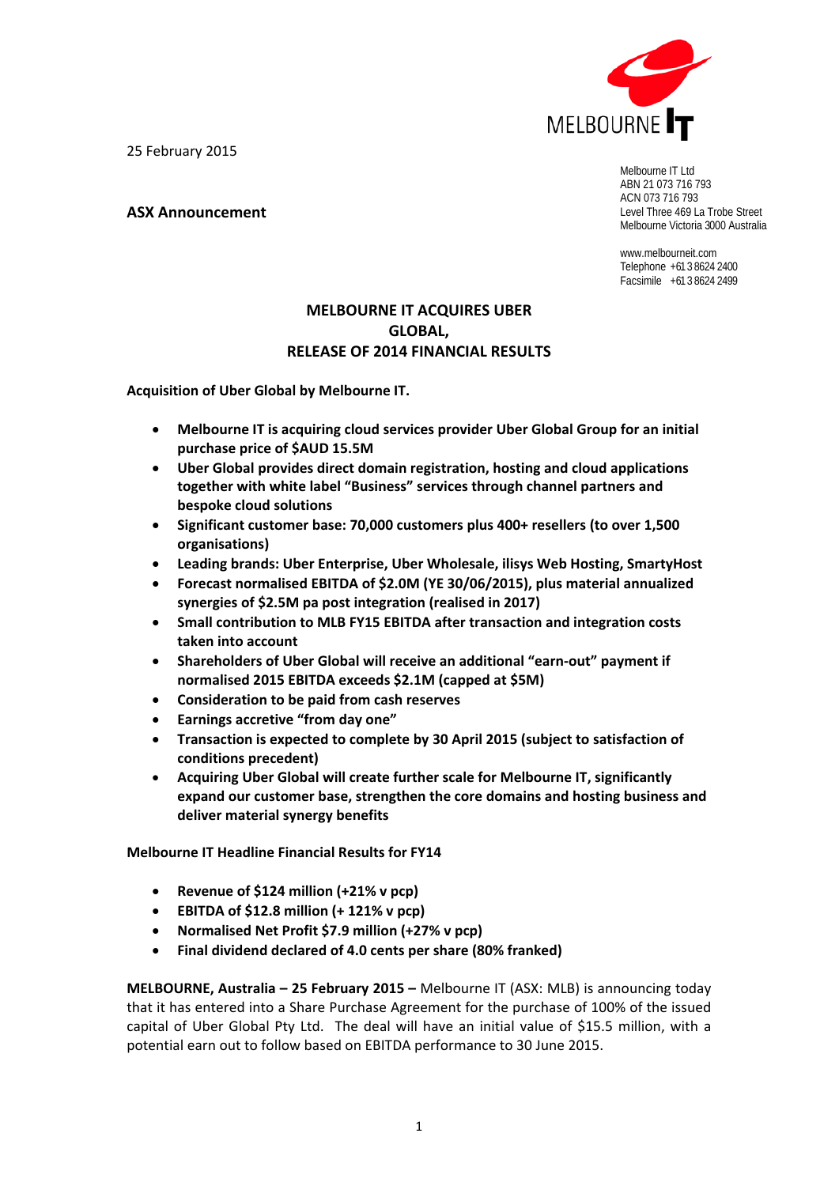25 February 2015

Melbourne IT Ltd
ABN 21 073 716 793
ACN 073 716 793
Level Three 469 La Trobe Street
Melbourne Victoria 3000 Australia

www.melbourneit.com
Telephone +61 3 8624 2400
Facsimile +61 3 8624 2499

**ASX Announcement**

# MELBOURNE IT ACQUIRES UBER GLOBAL, RELEASE OF 2014 FINANCIAL RESULTS

**Acquisition of Uber Global by Melbourne IT.**

- **Melbourne IT is acquiring cloud services provider Uber Global Group for an initial purchase price of $AUD 15.5M**
- **Uber Global provides direct domain registration, hosting and cloud applications together with white label "Business" services through channel partners and bespoke cloud solutions**
- **Significant customer base: 70,000 customers plus 400+ resellers (to over 1,500 organisations)**
- **Leading brands: Uber Enterprise, Uber Wholesale, ilisys Web Hosting, SmartyHost**
- **Forecast normalised EBITDA of $2.0M (YE 30/06/2015), plus material annualized synergies of $2.5M pa post integration (realised in 2017)**
- **Small contribution to MLB FY15 EBITDA after transaction and integration costs taken into account**
- **Shareholders of Uber Global will receive an additional "earn-out" payment if normalised 2015 EBITDA exceeds $2.1M (capped at $5M)**
- **Consideration to be paid from cash reserves**
- **Earnings accretive "from day one"**
- **Transaction is expected to complete by 30 April 2015 (subject to satisfaction of conditions precedent)**
- **Acquiring Uber Global will create further scale for Melbourne IT, significantly expand our customer base, strengthen the core domains and hosting business and deliver material synergy benefits**

**Melbourne IT Headline Financial Results for FY14**

- **Revenue of $124 million (+21% v pcp)**
- **EBITDA of $12.8 million (+ 121% v pcp)**
- **Normalised Net Profit $7.9 million (+27% v pcp)**
- **Final dividend declared of 4.0 cents per share (80% franked)**

**MELBOURNE, Australia – 25 February 2015 –** Melbourne IT (ASX: MLB) is announcing today that it has entered into a Share Purchase Agreement for the purchase of 100% of the issued capital of Uber Global Pty Ltd. The deal will have an initial value of $15.5 million, with a potential earn out to follow based on EBITDA performance to 30 June 2015.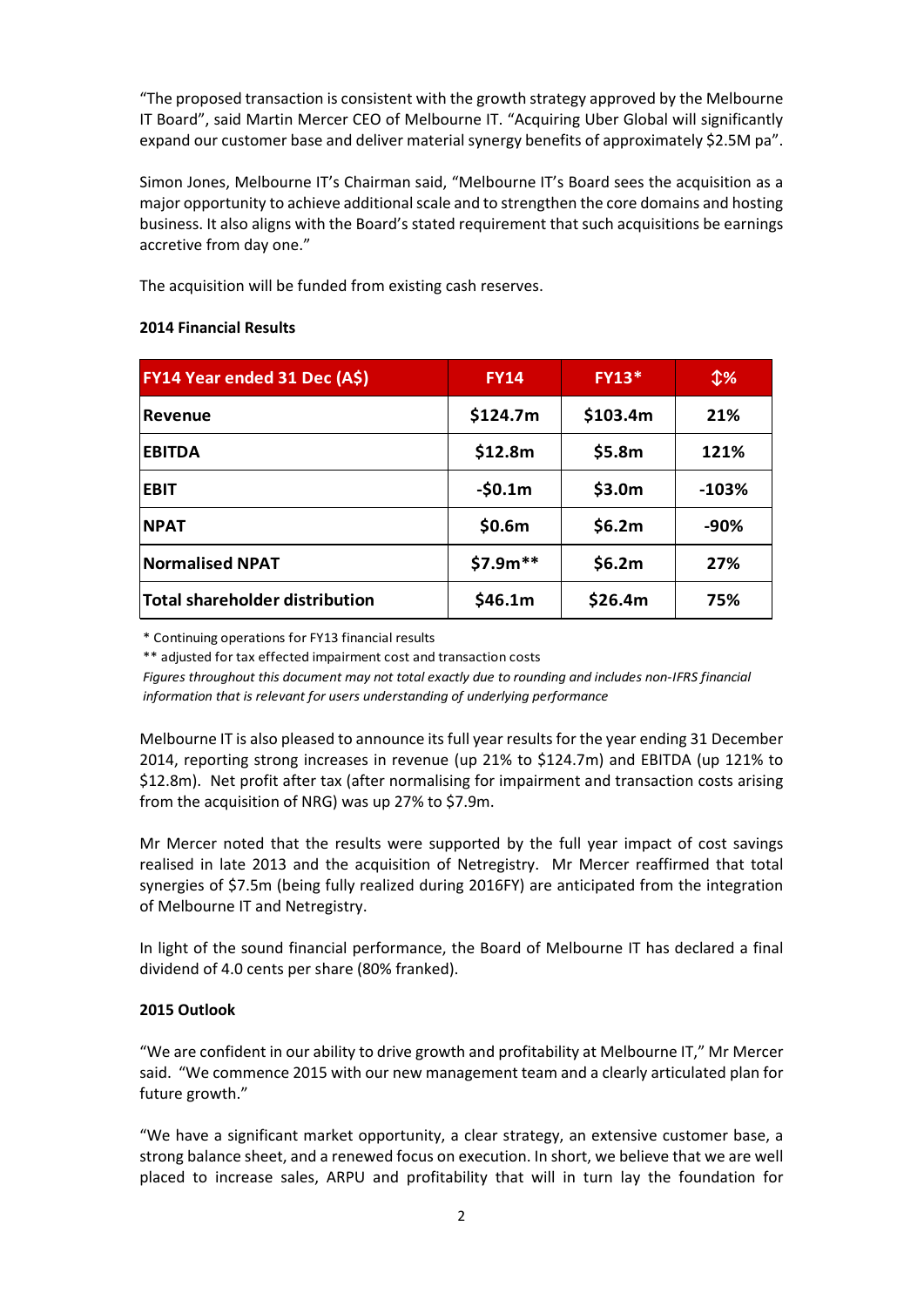"The proposed transaction is consistent with the growth strategy approved by the Melbourne IT Board", said Martin Mercer CEO of Melbourne IT. "Acquiring Uber Global will significantly expand our customer base and deliver material synergy benefits of approximately $2.5M pa".

Simon Jones, Melbourne IT's Chairman said, "Melbourne IT's Board sees the acquisition as a major opportunity to achieve additional scale and to strengthen the core domains and hosting business. It also aligns with the Board's stated requirement that such acquisitions be earnings accretive from day one."

The acquisition will be funded from existing cash reserves.

**2014 Financial Results**

| FY14 Year ended 31 Dec (A$) | FY14 | FY13* | ↕% |
|---|---|---|---|
| **Revenue** | **$124.7m** | **$103.4m** | **21%** |
| **EBITDA** | **$12.8m** | **$5.8m** | **121%** |
| **EBIT** | **-$0.1m** | **$3.0m** | **-103%** |
| **NPAT** | **$0.6m** | **$6.2m** | **-90%** |
| **Normalised NPAT** | **$7.9m**** | **$6.2m** | **27%** |
| **Total shareholder distribution** | **$46.1m** | **$26.4m** | **75%** |

\* Continuing operations for FY13 financial results

** adjusted for tax effected impairment cost and transaction costs

*Figures throughout this document may not total exactly due to rounding and includes non-IFRS financial information that is relevant for users understanding of underlying performance*

Melbourne IT is also pleased to announce its full year results for the year ending 31 December 2014, reporting strong increases in revenue (up 21% to $124.7m) and EBITDA (up 121% to $12.8m). Net profit after tax (after normalising for impairment and transaction costs arising from the acquisition of NRG) was up 27% to $7.9m.

Mr Mercer noted that the results were supported by the full year impact of cost savings realised in late 2013 and the acquisition of Netregistry. Mr Mercer reaffirmed that total synergies of $7.5m (being fully realized during 2016FY) are anticipated from the integration of Melbourne IT and Netregistry.

In light of the sound financial performance, the Board of Melbourne IT has declared a final dividend of 4.0 cents per share (80% franked).

**2015 Outlook**

"We are confident in our ability to drive growth and profitability at Melbourne IT," Mr Mercer said. "We commence 2015 with our new management team and a clearly articulated plan for future growth."

"We have a significant market opportunity, a clear strategy, an extensive customer base, a strong balance sheet, and a renewed focus on execution. In short, we believe that we are well placed to increase sales, ARPU and profitability that will in turn lay the foundation for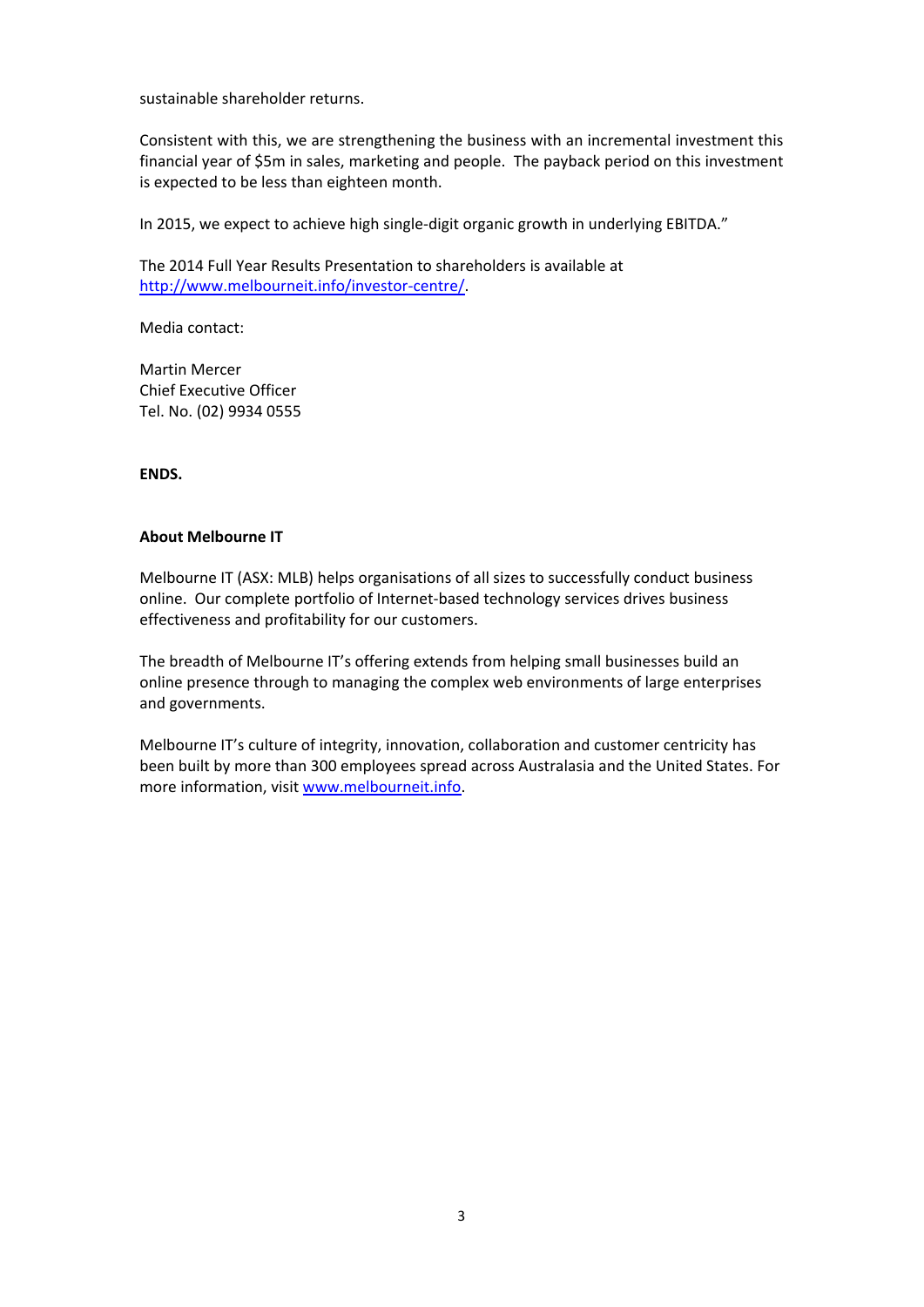sustainable shareholder returns.

Consistent with this, we are strengthening the business with an incremental investment this financial year of $5m in sales, marketing and people. The payback period on this investment is expected to be less than eighteen month.

In 2015, we expect to achieve high single-digit organic growth in underlying EBITDA."

The 2014 Full Year Results Presentation to shareholders is available at http://www.melbourneit.info/investor-centre/.

Media contact:

Martin Mercer  
Chief Executive Officer  
Tel. No. (02) 9934 0555

**ENDS.**

**About Melbourne IT**

Melbourne IT (ASX: MLB) helps organisations of all sizes to successfully conduct business online. Our complete portfolio of Internet-based technology services drives business effectiveness and profitability for our customers.

The breadth of Melbourne IT's offering extends from helping small businesses build an online presence through to managing the complex web environments of large enterprises and governments.

Melbourne IT's culture of integrity, innovation, collaboration and customer centricity has been built by more than 300 employees spread across Australasia and the United States. For more information, visit www.melbourneit.info.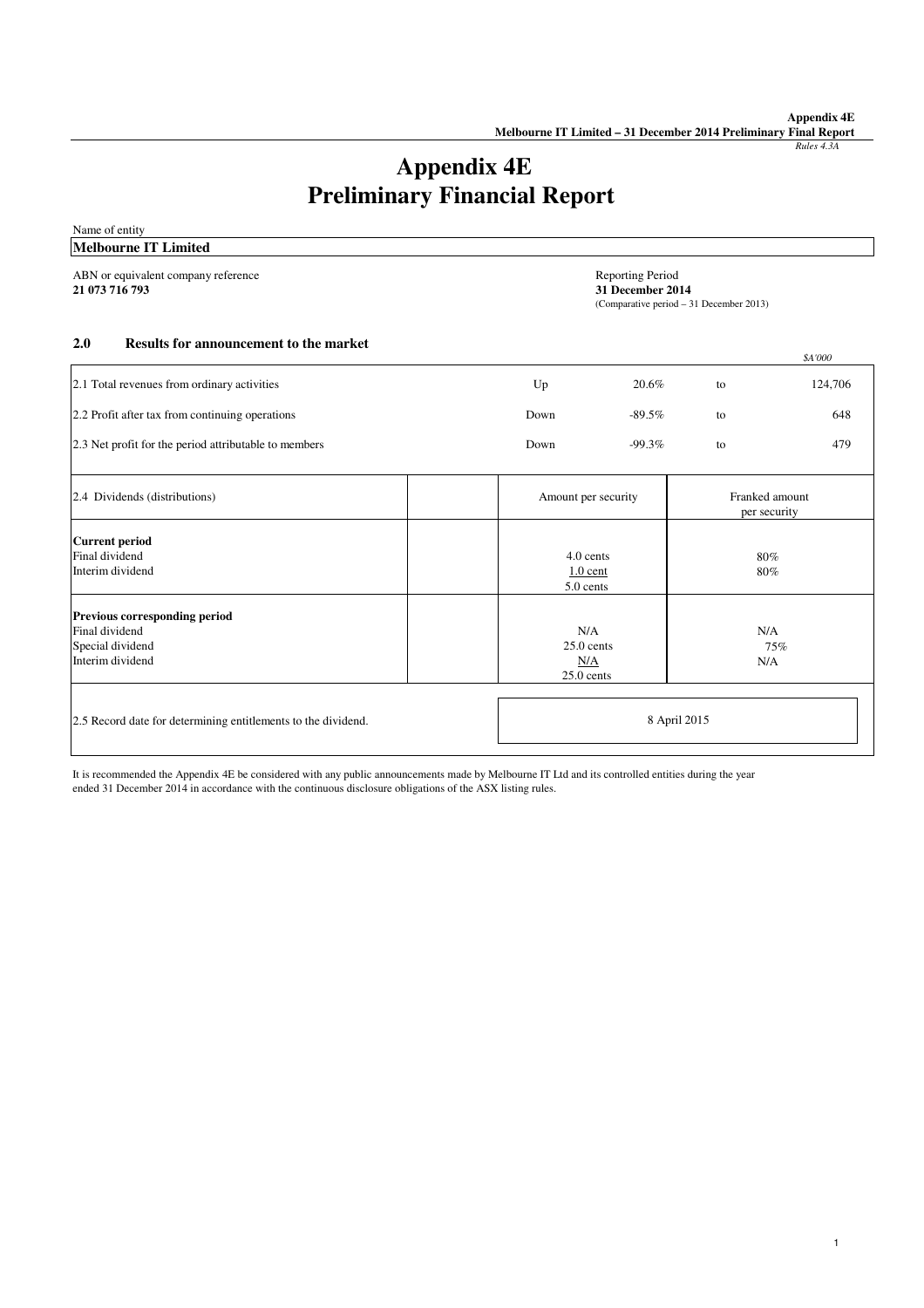# Appendix 4E
# Preliminary Financial Report

Name of entity

**Melbourne IT Limited**

ABN or equivalent company reference
**21 073 716 793**

Reporting Period
**31 December 2014**
(Comparative period – 31 December 2013)

### 2.0 Results for announcement to the market

| | | | | $A'000 |
|---|---|---|---|---|
| 2.1 Total revenues from ordinary activities | Up | 20.6% | to | 124,706 |
| 2.2 Profit after tax from continuing operations | Down | -89.5% | to | 648 |
| 2.3 Net profit for the period attributable to members | Down | -99.3% | to | 479 |

| 2.4 Dividends (distributions) | Amount per security | Franked amount per security |
|---|---|---|
| **Current period** | | |
| Final dividend | 4.0 cents | 80% |
| Interim dividend | 1.0 cent | 80% |
| | 5.0 cents | |
| **Previous corresponding period** | | |
| Final dividend | N/A | N/A |
| Special dividend | 25.0 cents | 75% |
| Interim dividend | N/A | N/A |
| | 25.0 cents | |

| 2.5 Record date for determining entitlements to the dividend. | 8 April 2015 |
|---|---|

It is recommended the Appendix 4E be considered with any public announcements made by Melbourne IT Ltd and its controlled entities during the year ended 31 December 2014 in accordance with the continuous disclosure obligations of the ASX listing rules.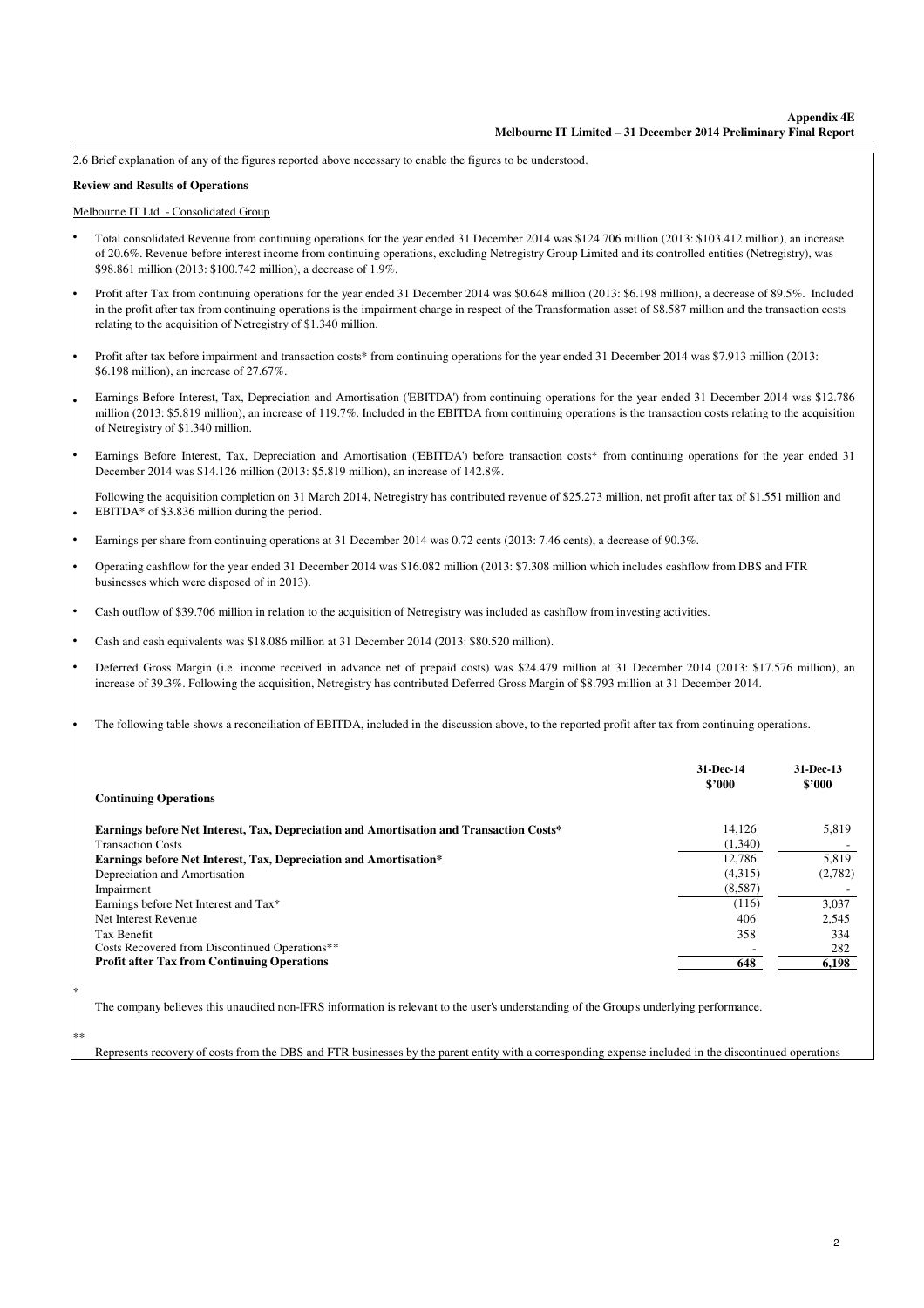2.6 Brief explanation of any of the figures reported above necessary to enable the figures to be understood.

**Review and Results of Operations**

Melbourne IT Ltd - Consolidated Group

- Total consolidated Revenue from continuing operations for the year ended 31 December 2014 was $124.706 million (2013: $103.412 million), an increase of 20.6%. Revenue before interest income from continuing operations, excluding Netregistry Group Limited and its controlled entities (Netregistry), was $98.861 million (2013: $100.742 million), a decrease of 1.9%.
- Profit after Tax from continuing operations for the year ended 31 December 2014 was $0.648 million (2013: $6.198 million), a decrease of 89.5%. Included in the profit after tax from continuing operations is the impairment charge in respect of the Transformation asset of $8.587 million and the transaction costs relating to the acquisition of Netregistry of $1.340 million.
- Profit after tax before impairment and transaction costs* from continuing operations for the year ended 31 December 2014 was $7.913 million (2013: $6.198 million), an increase of 27.67%.
- Earnings Before Interest, Tax, Depreciation and Amortisation ('EBITDA') from continuing operations for the year ended 31 December 2014 was $12.786 million (2013: $5.819 million), an increase of 119.7%. Included in the EBITDA from continuing operations is the transaction costs relating to the acquisition of Netregistry of $1.340 million.
- Earnings Before Interest, Tax, Depreciation and Amortisation ('EBITDA') before transaction costs* from continuing operations for the year ended 31 December 2014 was $14.126 million (2013: $5.819 million), an increase of 142.8%.
- Following the acquisition completion on 31 March 2014, Netregistry has contributed revenue of $25.273 million, net profit after tax of $1.551 million and EBITDA* of $3.836 million during the period.
- Earnings per share from continuing operations at 31 December 2014 was 0.72 cents (2013: 7.46 cents), a decrease of 90.3%.
- Operating cashflow for the year ended 31 December 2014 was $16.082 million (2013: $7.308 million which includes cashflow from DBS and FTR businesses which were disposed of in 2013).
- Cash outflow of $39.706 million in relation to the acquisition of Netregistry was included as cashflow from investing activities.
- Cash and cash equivalents was $18.086 million at 31 December 2014 (2013: $80.520 million).
- Deferred Gross Margin (i.e. income received in advance net of prepaid costs) was $24.479 million at 31 December 2014 (2013: $17.576 million), an increase of 39.3%. Following the acquisition, Netregistry has contributed Deferred Gross Margin of $8.793 million at 31 December 2014.
- The following table shows a reconciliation of EBITDA, included in the discussion above, to the reported profit after tax from continuing operations.

| Continuing Operations | 31-Dec-14 $'000 | 31-Dec-13 $'000 |
|---|---|---|
| **Earnings before Net Interest, Tax, Depreciation and Amortisation and Transaction Costs*** | 14,126 | 5,819 |
| Transaction Costs | (1,340) | - |
| **Earnings before Net Interest, Tax, Depreciation and Amortisation*** | 12,786 | 5,819 |
| Depreciation and Amortisation | (4,315) | (2,782) |
| Impairment | (8,587) | - |
| Earnings before Net Interest and Tax* | (116) | 3,037 |
| Net Interest Revenue | 406 | 2,545 |
| Tax Benefit | 358 | 334 |
| Costs Recovered from Discontinued Operations** | - | 282 |
| **Profit after Tax from Continuing Operations** | **648** | **6,198** |

\* The company believes this unaudited non-IFRS information is relevant to the user's understanding of the Group's underlying performance.

\*\* Represents recovery of costs from the DBS and FTR businesses by the parent entity with a corresponding expense included in the discontinued operations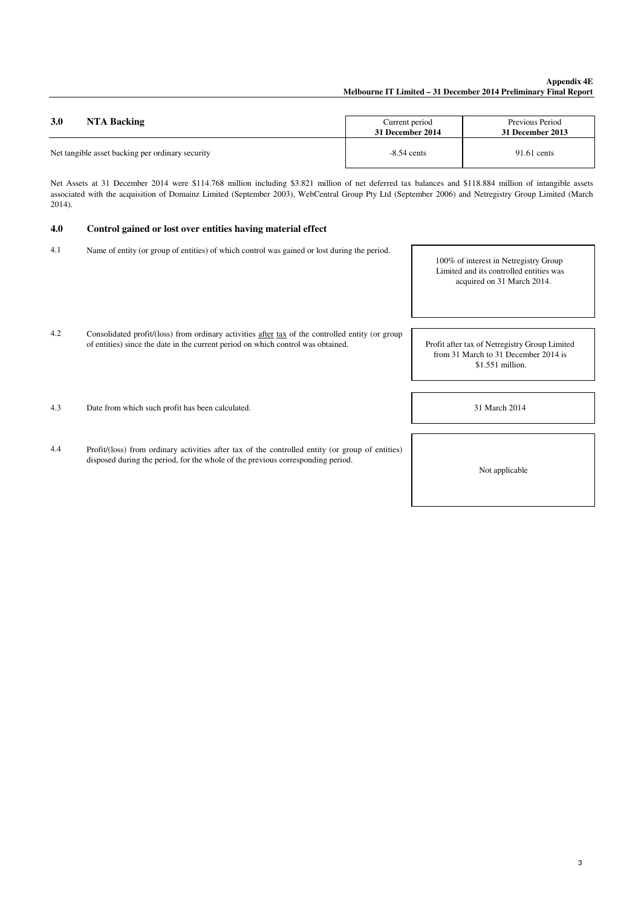## 3.0 NTA Backing

| | Current period **31 December 2014** | Previous Period **31 December 2013** |
|---|---|---|
| Net tangible asset backing per ordinary security | -8.54 cents | 91.61 cents |

Net Assets at 31 December 2014 were $114.768 million including $3.821 million of net deferred tax balances and $118.884 million of intangible assets associated with the acquisition of Domainz Limited (September 2003), WebCentral Group Pty Ltd (September 2006) and Netregistry Group Limited (March 2014).

## 4.0 Control gained or lost over entities having material effect

| | | |
|---|---|---|
| 4.1 | Name of entity (or group of entities) of which control was gained or lost during the period. | 100% of interest in Netregistry Group Limited and its controlled entities was acquired on 31 March 2014. |
| 4.2 | Consolidated profit/(loss) from ordinary activities after tax of the controlled entity (or group of entities) since the date in the current period on which control was obtained. | Profit after tax of Netregistry Group Limited from 31 March to 31 December 2014 is $1.551 million. |
| 4.3 | Date from which such profit has been calculated. | 31 March 2014 |
| 4.4 | Profit/(loss) from ordinary activities after tax of the controlled entity (or group of entities) disposed during the period, for the whole of the previous corresponding period. | Not applicable |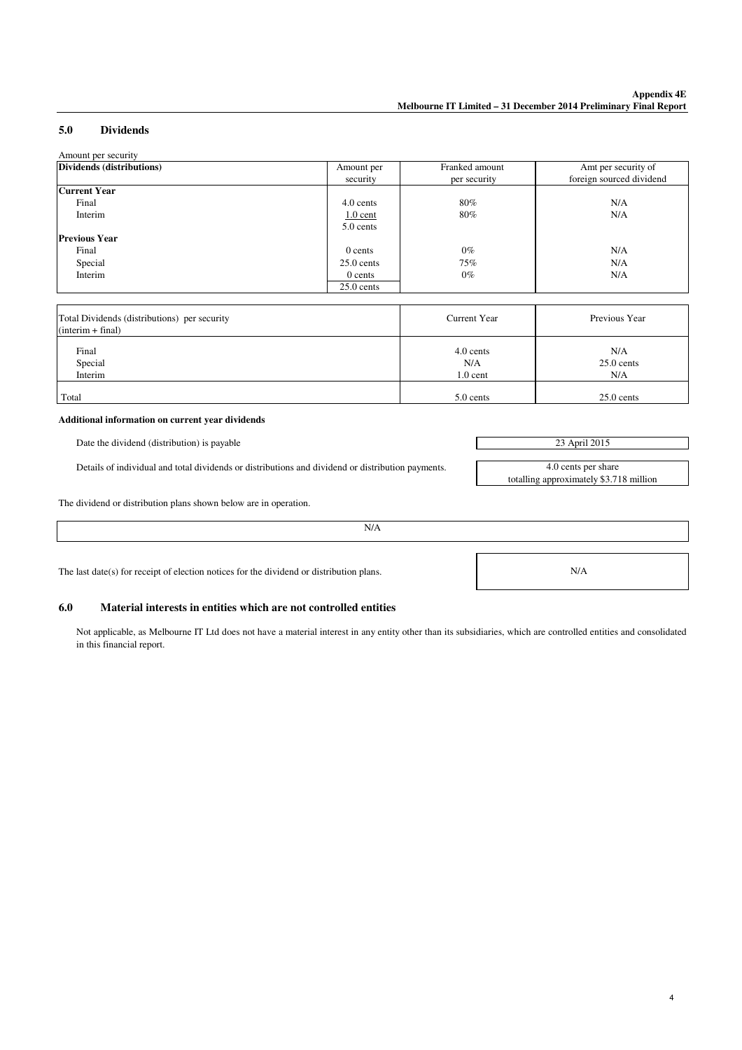## 5.0 Dividends

Amount per security

| Dividends (distributions) | Amount per security | Franked amount per security | Amt per security of foreign sourced dividend |
|---|---|---|---|
| **Current Year** | | | |
| Final | 4.0 cents | 80% | N/A |
| Interim | 1.0 cent | 80% | N/A |
| | 5.0 cents | | |
| **Previous Year** | | | |
| Final | 0 cents | 0% | N/A |
| Special | 25.0 cents | 75% | N/A |
| Interim | 0 cents | 0% | N/A |
| | 25.0 cents | | |

| Total Dividends (distributions) per security (interim + final) | Current Year | Previous Year |
|---|---|---|
| Final | 4.0 cents | N/A |
| Special | N/A | 25.0 cents |
| Interim | 1.0 cent | N/A |
| Total | 5.0 cents | 25.0 cents |

**Additional information on current year dividends**

| | |
|---|---|
| Date the dividend (distribution) is payable | 23 April 2015 |
| Details of individual and total dividends or distributions and dividend or distribution payments. | 4.0 cents per share totalling approximately \$3.718 million |

The dividend or distribution plans shown below are in operation.

N/A

| | |
|---|---|
| The last date(s) for receipt of election notices for the dividend or distribution plans. | N/A |

## 6.0 Material interests in entities which are not controlled entities

Not applicable, as Melbourne IT Ltd does not have a material interest in any entity other than its subsidiaries, which are controlled entities and consolidated in this financial report.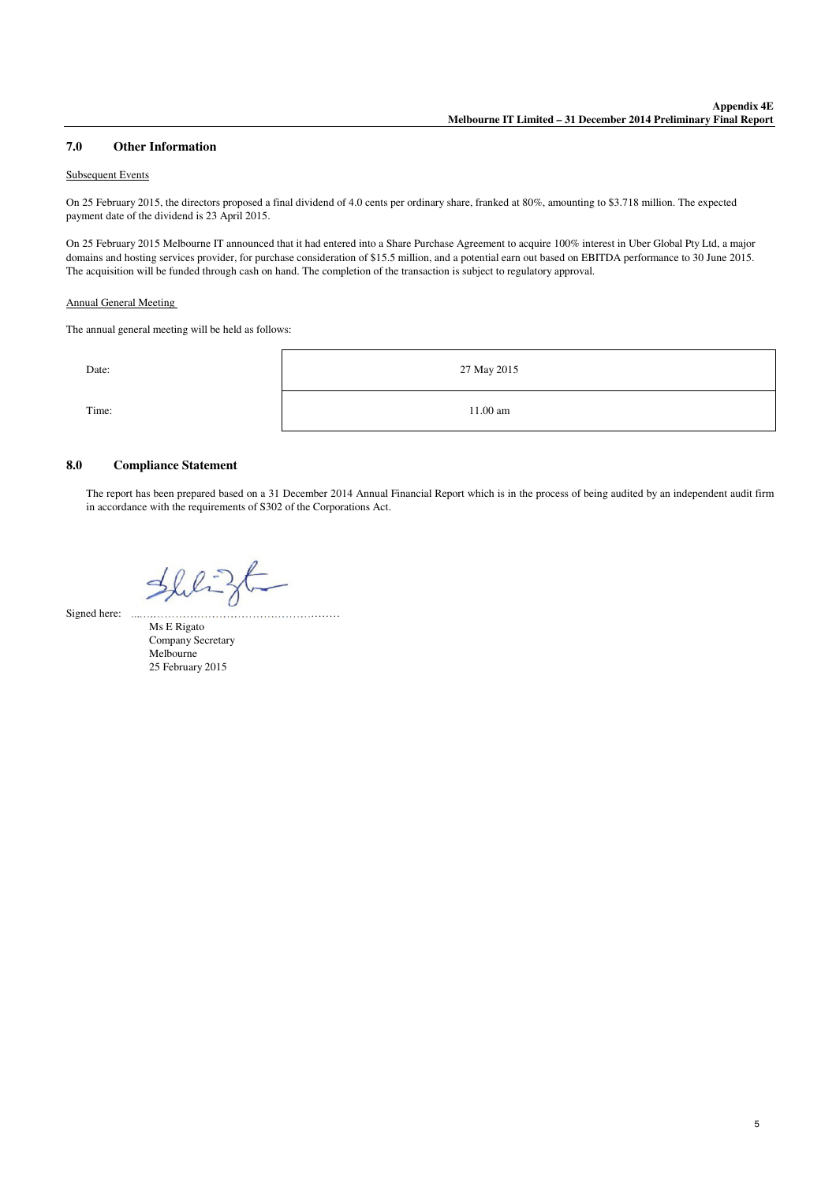## 7.0 Other Information

Subsequent Events

On 25 February 2015, the directors proposed a final dividend of 4.0 cents per ordinary share, franked at 80%, amounting to $3.718 million. The expected payment date of the dividend is 23 April 2015.

On 25 February 2015 Melbourne IT announced that it had entered into a Share Purchase Agreement to acquire 100% interest in Uber Global Pty Ltd, a major domains and hosting services provider, for purchase consideration of $15.5 million, and a potential earn out based on EBITDA performance to 30 June 2015. The acquisition will be funded through cash on hand. The completion of the transaction is subject to regulatory approval.

Annual General Meeting

The annual general meeting will be held as follows:

| | |
|---|---|
| Date: | 27 May 2015 |
| Time: | 11.00 am |

## 8.0 Compliance Statement

The report has been prepared based on a 31 December 2014 Annual Financial Report which is in the process of being audited by an independent audit firm in accordance with the requirements of S302 of the Corporations Act.

Signed here: ..........................................................

Ms E Rigato
Company Secretary
Melbourne
25 February 2015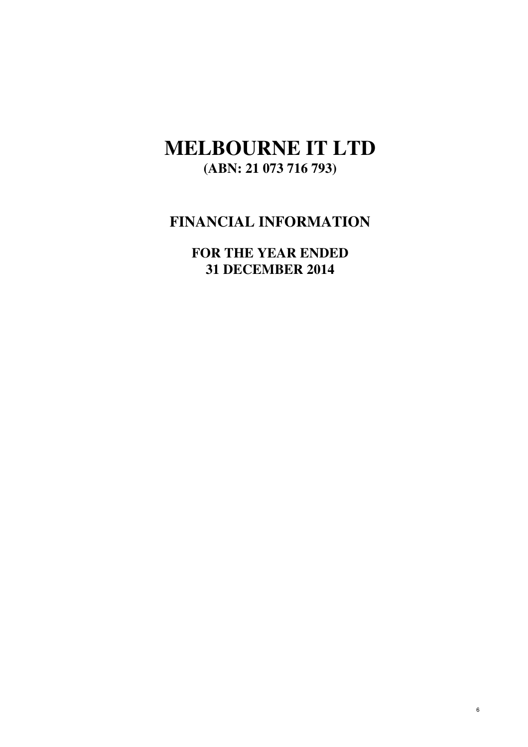# MELBOURNE IT LTD

**(ABN: 21 073 716 793)**

## FINANCIAL INFORMATION

**FOR THE YEAR ENDED**
**31 DECEMBER 2014**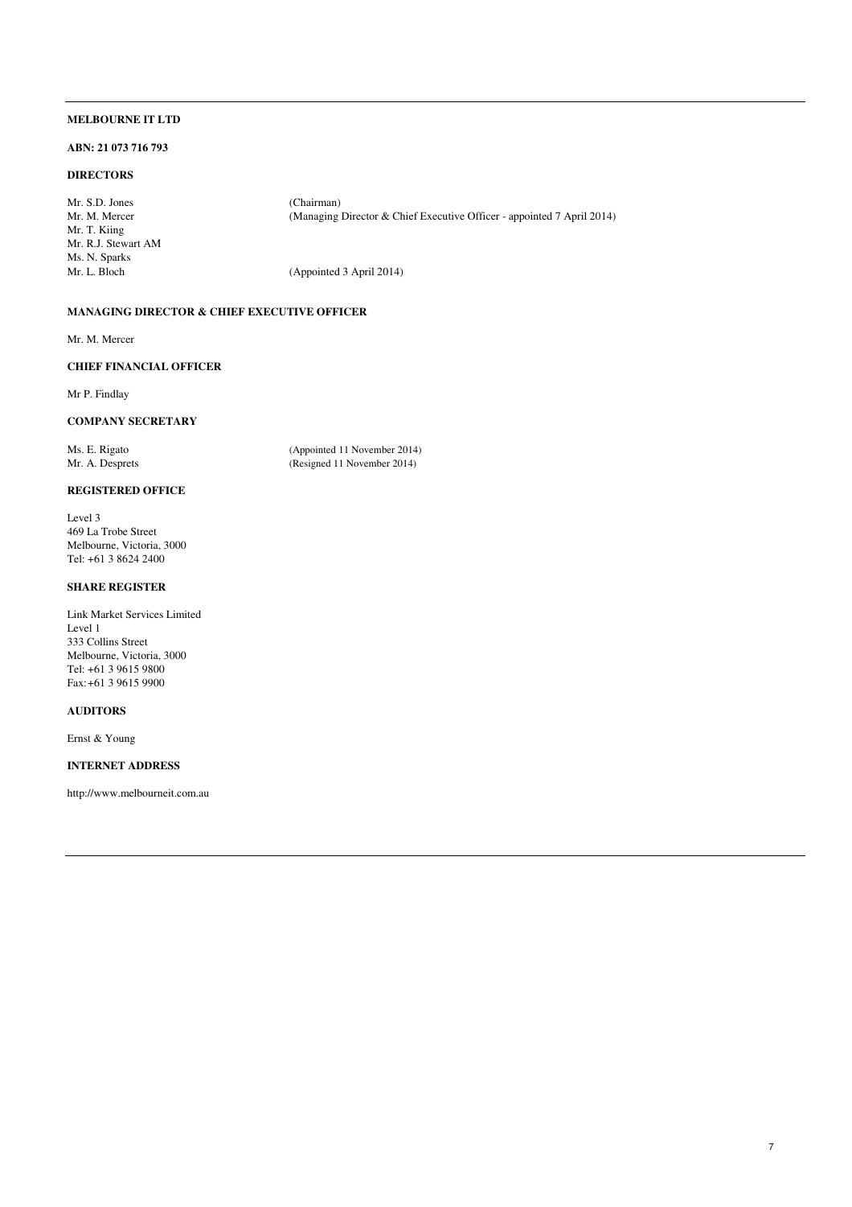**MELBOURNE IT LTD**

**ABN: 21 073 716 793**

**DIRECTORS**

| | |
|---|---|
| Mr. S.D. Jones | (Chairman) |
| Mr. M. Mercer | (Managing Director & Chief Executive Officer - appointed 7 April 2014) |
| Mr. T. Kiing | |
| Mr. R.J. Stewart AM | |
| Ms. N. Sparks | |
| Mr. L. Bloch | (Appointed 3 April 2014) |

**MANAGING DIRECTOR & CHIEF EXECUTIVE OFFICER**

Mr. M. Mercer

**CHIEF FINANCIAL OFFICER**

Mr P. Findlay

**COMPANY SECRETARY**

| | |
|---|---|
| Ms. E. Rigato | (Appointed 11 November 2014) |
| Mr. A. Desprets | (Resigned 11 November 2014) |

**REGISTERED OFFICE**

Level 3
469 La Trobe Street
Melbourne, Victoria, 3000
Tel: +61 3 8624 2400

**SHARE REGISTER**

Link Market Services Limited
Level 1
333 Collins Street
Melbourne, Victoria, 3000
Tel: +61 3 9615 9800
Fax: +61 3 9615 9900

**AUDITORS**

Ernst & Young

**INTERNET ADDRESS**

http://www.melbourneit.com.au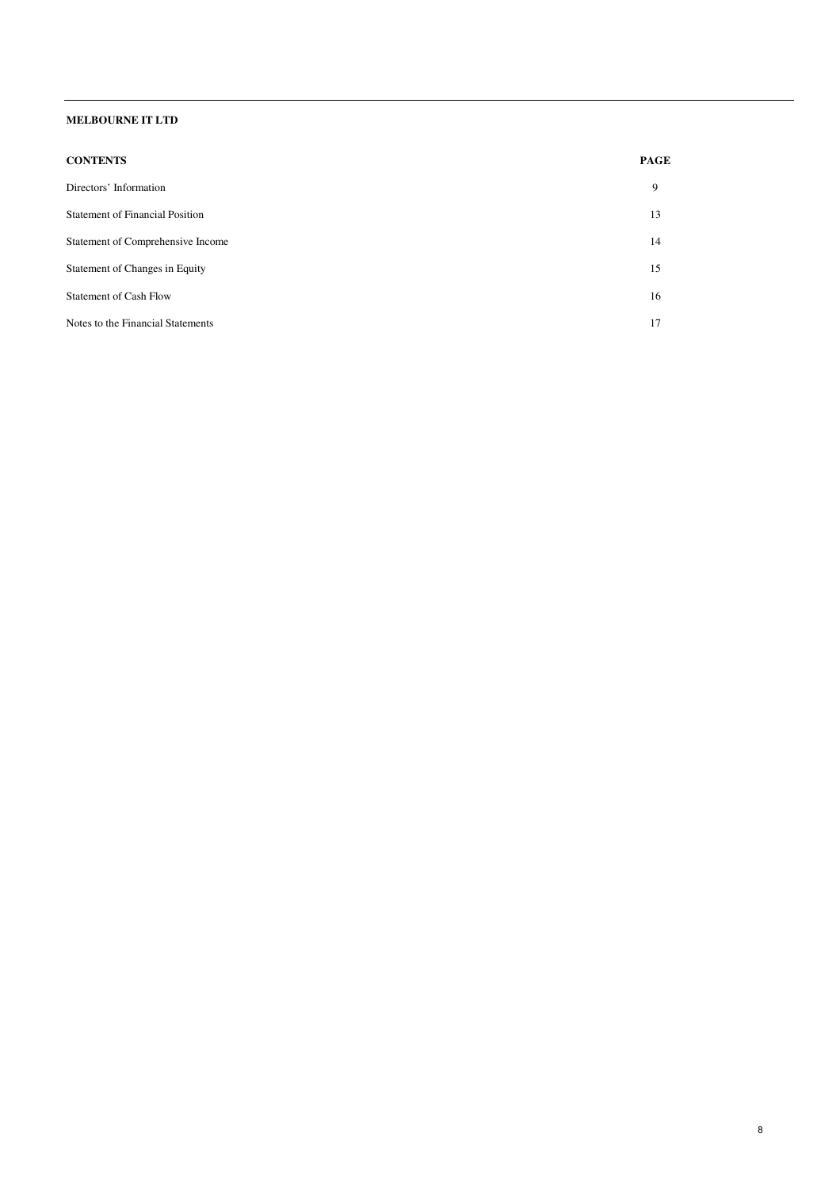**MELBOURNE IT LTD**

| **CONTENTS** | **PAGE** |
|---|---|
| Directors' Information | 9 |
| Statement of Financial Position | 13 |
| Statement of Comprehensive Income | 14 |
| Statement of Changes in Equity | 15 |
| Statement of Cash Flow | 16 |
| Notes to the Financial Statements | 17 |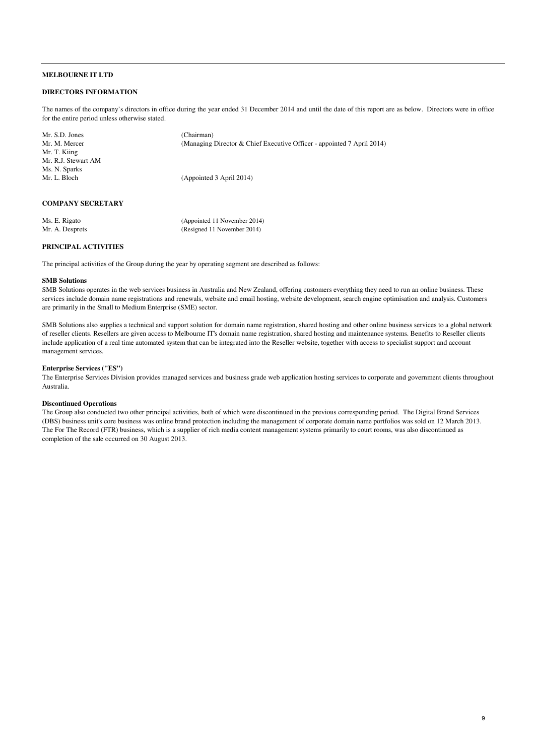**MELBOURNE IT LTD**

## DIRECTORS INFORMATION

The names of the company's directors in office during the year ended 31 December 2014 and until the date of this report are as below. Directors were in office for the entire period unless otherwise stated.

| | |
|---|---|
| Mr. S.D. Jones | (Chairman) |
| Mr. M. Mercer | (Managing Director & Chief Executive Officer - appointed 7 April 2014) |
| Mr. T. Kiing | |
| Mr. R.J. Stewart AM | |
| Ms. N. Sparks | |
| Mr. L. Bloch | (Appointed 3 April 2014) |

## COMPANY SECRETARY

| | |
|---|---|
| Ms. E. Rigato | (Appointed 11 November 2014) |
| Mr. A. Desprets | (Resigned 11 November 2014) |

## PRINCIPAL ACTIVITIES

The principal activities of the Group during the year by operating segment are described as follows:

**SMB Solutions**

SMB Solutions operates in the web services business in Australia and New Zealand, offering customers everything they need to run an online business. These services include domain name registrations and renewals, website and email hosting, website development, search engine optimisation and analysis. Customers are primarily in the Small to Medium Enterprise (SME) sector.

SMB Solutions also supplies a technical and support solution for domain name registration, shared hosting and other online business services to a global network of reseller clients. Resellers are given access to Melbourne IT's domain name registration, shared hosting and maintenance systems. Benefits to Reseller clients include application of a real time automated system that can be integrated into the Reseller website, together with access to specialist support and account management services.

**Enterprise Services ("ES")**

The Enterprise Services Division provides managed services and business grade web application hosting services to corporate and government clients throughout Australia.

**Discontinued Operations**

The Group also conducted two other principal activities, both of which were discontinued in the previous corresponding period. The Digital Brand Services (DBS) business unit's core business was online brand protection including the management of corporate domain name portfolios was sold on 12 March 2013. The For The Record (FTR) business, which is a supplier of rich media content management systems primarily to court rooms, was also discontinued as completion of the sale occurred on 30 August 2013.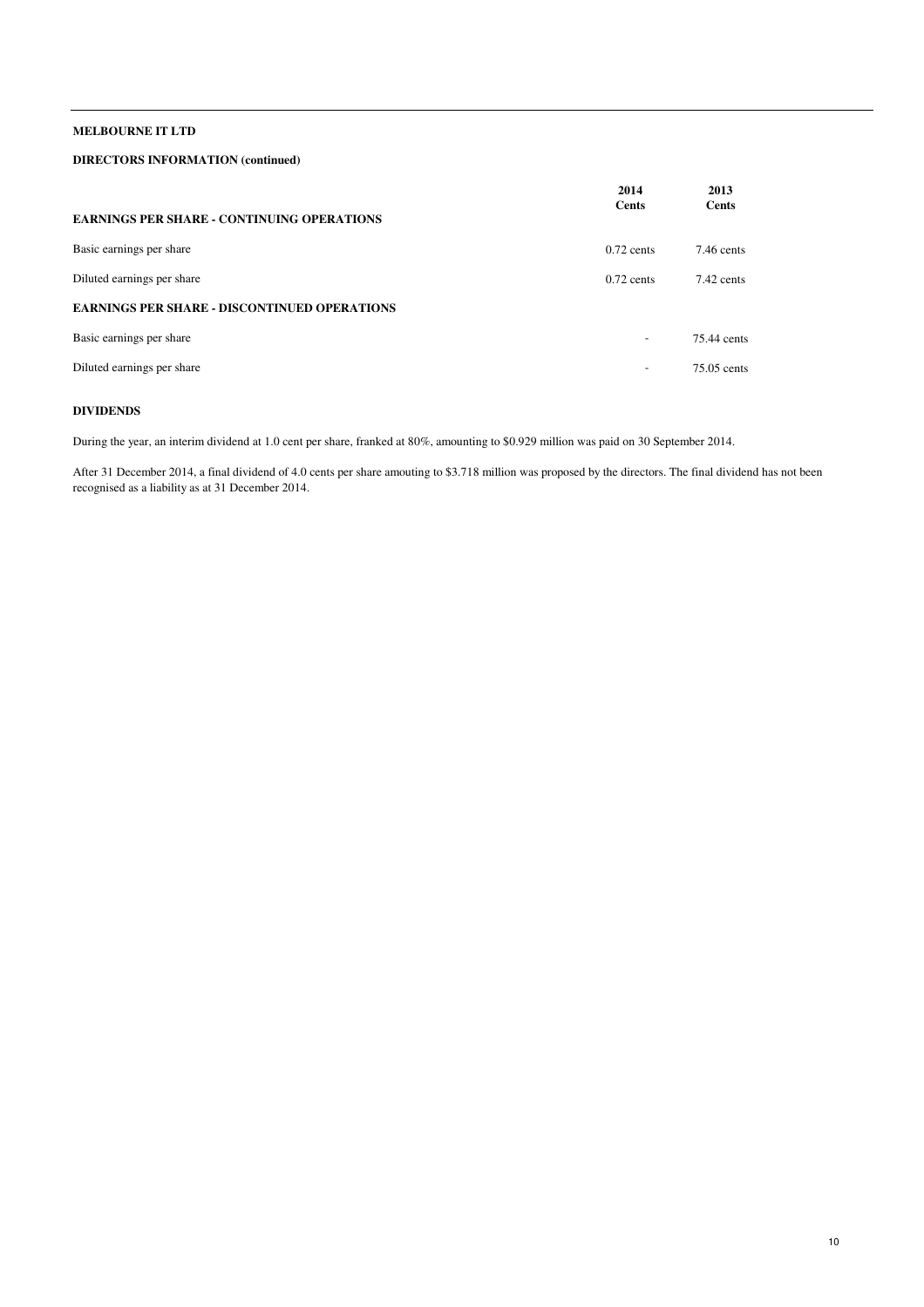**MELBOURNE IT LTD**

**DIRECTORS INFORMATION (continued)**

| | 2014 Cents | 2013 Cents |
|---|---|---|
| **EARNINGS PER SHARE - CONTINUING OPERATIONS** | | |
| Basic earnings per share | 0.72 cents | 7.46 cents |
| Diluted earnings per share | 0.72 cents | 7.42 cents |
| **EARNINGS PER SHARE - DISCONTINUED OPERATIONS** | | |
| Basic earnings per share | - | 75.44 cents |
| Diluted earnings per share | - | 75.05 cents |

**DIVIDENDS**

During the year, an interim dividend at 1.0 cent per share, franked at 80%, amounting to $0.929 million was paid on 30 September 2014.

After 31 December 2014, a final dividend of 4.0 cents per share amouting to $3.718 million was proposed by the directors. The final dividend has not been recognised as a liability as at 31 December 2014.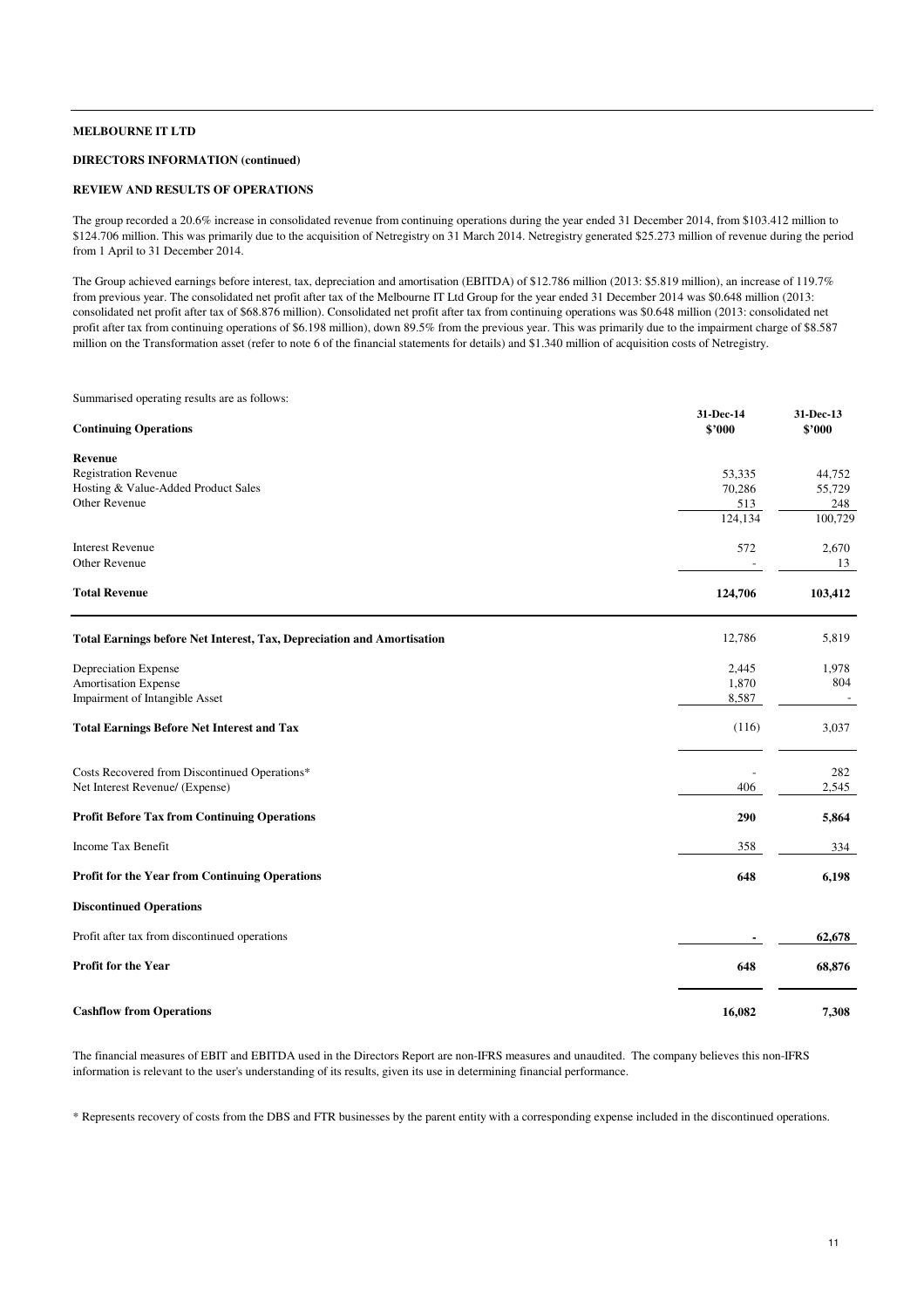**MELBOURNE IT LTD**

**DIRECTORS INFORMATION (continued)**

**REVIEW AND RESULTS OF OPERATIONS**

The group recorded a 20.6% increase in consolidated revenue from continuing operations during the year ended 31 December 2014, from $103.412 million to $124.706 million. This was primarily due to the acquisition of Netregistry on 31 March 2014. Netregistry generated $25.273 million of revenue during the period from 1 April to 31 December 2014.

The Group achieved earnings before interest, tax, depreciation and amortisation (EBITDA) of $12.786 million (2013: $5.819 million), an increase of 119.7% from previous year. The consolidated net profit after tax of the Melbourne IT Ltd Group for the year ended 31 December 2014 was $0.648 million (2013: consolidated net profit after tax of $68.876 million). Consolidated net profit after tax from continuing operations was $0.648 million (2013: consolidated net profit after tax from continuing operations of $6.198 million), down 89.5% from the previous year. This was primarily due to the impairment charge of $8.587 million on the Transformation asset (refer to note 6 of the financial statements for details) and $1.340 million of acquisition costs of Netregistry.

Summarised operating results are as follows:

| **Continuing Operations** | **31-Dec-14 $'000** | **31-Dec-13 $'000** |
|---|---|---|
| **Revenue** | | |
| Registration Revenue | 53,335 | 44,752 |
| Hosting & Value-Added Product Sales | 70,286 | 55,729 |
| Other Revenue | 513 | 248 |
| | 124,134 | 100,729 |
| Interest Revenue | 572 | 2,670 |
| Other Revenue | - | 13 |
| **Total Revenue** | **124,706** | **103,412** |
| **Total Earnings before Net Interest, Tax, Depreciation and Amortisation** | 12,786 | 5,819 |
| Depreciation Expense | 2,445 | 1,978 |
| Amortisation Expense | 1,870 | 804 |
| Impairment of Intangible Asset | 8,587 | - |
| **Total Earnings Before Net Interest and Tax** | (116) | 3,037 |
| Costs Recovered from Discontinued Operations* | - | 282 |
| Net Interest Revenue/ (Expense) | 406 | 2,545 |
| **Profit Before Tax from Continuing Operations** | **290** | **5,864** |
| Income Tax Benefit | 358 | 334 |
| **Profit for the Year from Continuing Operations** | **648** | **6,198** |
| **Discontinued Operations** | | |
| Profit after tax from discontinued operations | **-** | **62,678** |
| **Profit for the Year** | **648** | **68,876** |
| **Cashflow from Operations** | **16,082** | **7,308** |

The financial measures of EBIT and EBITDA used in the Directors Report are non-IFRS measures and unaudited. The company believes this non-IFRS information is relevant to the user's understanding of its results, given its use in determining financial performance.

* Represents recovery of costs from the DBS and FTR businesses by the parent entity with a corresponding expense included in the discontinued operations.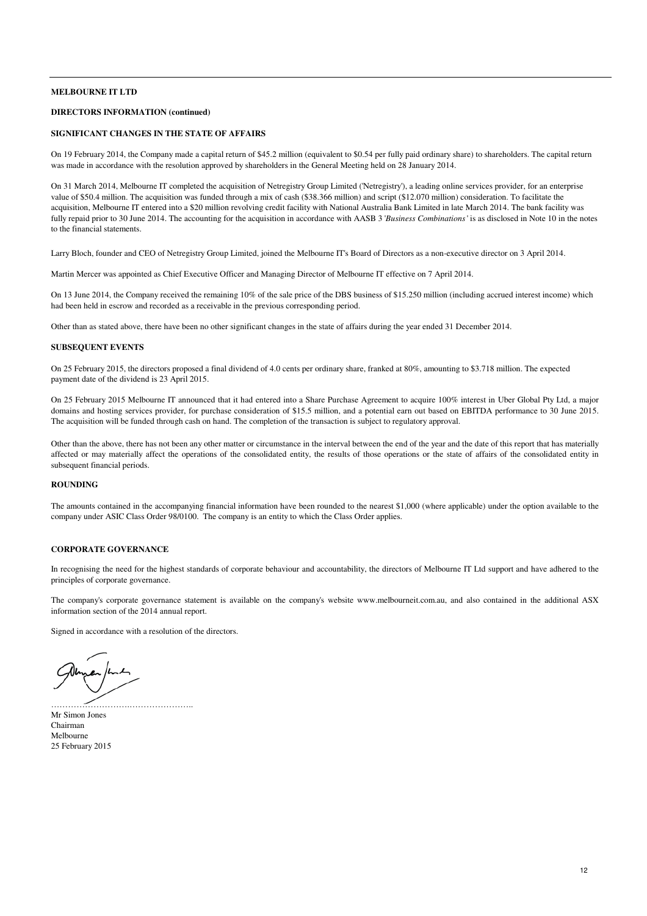**MELBOURNE IT LTD**

**DIRECTORS INFORMATION (continued)**

## SIGNIFICANT CHANGES IN THE STATE OF AFFAIRS

On 19 February 2014, the Company made a capital return of $45.2 million (equivalent to $0.54 per fully paid ordinary share) to shareholders. The capital return was made in accordance with the resolution approved by shareholders in the General Meeting held on 28 January 2014.

On 31 March 2014, Melbourne IT completed the acquisition of Netregistry Group Limited ('Netregistry'), a leading online services provider, for an enterprise value of $50.4 million. The acquisition was funded through a mix of cash ($38.366 million) and script ($12.070 million) consideration. To facilitate the acquisition, Melbourne IT entered into a $20 million revolving credit facility with National Australia Bank Limited in late March 2014. The bank facility was fully repaid prior to 30 June 2014. The accounting for the acquisition in accordance with AASB 3 '*Business Combinations*' is as disclosed in Note 10 in the notes to the financial statements.

Larry Bloch, founder and CEO of Netregistry Group Limited, joined the Melbourne IT's Board of Directors as a non-executive director on 3 April 2014.

Martin Mercer was appointed as Chief Executive Officer and Managing Director of Melbourne IT effective on 7 April 2014.

On 13 June 2014, the Company received the remaining 10% of the sale price of the DBS business of $15.250 million (including accrued interest income) which had been held in escrow and recorded as a receivable in the previous corresponding period.

Other than as stated above, there have been no other significant changes in the state of affairs during the year ended 31 December 2014.

## SUBSEQUENT EVENTS

On 25 February 2015, the directors proposed a final dividend of 4.0 cents per ordinary share, franked at 80%, amounting to $3.718 million. The expected payment date of the dividend is 23 April 2015.

On 25 February 2015 Melbourne IT announced that it had entered into a Share Purchase Agreement to acquire 100% interest in Uber Global Pty Ltd, a major domains and hosting services provider, for purchase consideration of $15.5 million, and a potential earn out based on EBITDA performance to 30 June 2015. The acquisition will be funded through cash on hand. The completion of the transaction is subject to regulatory approval.

Other than the above, there has not been any other matter or circumstance in the interval between the end of the year and the date of this report that has materially affected or may materially affect the operations of the consolidated entity, the results of those operations or the state of affairs of the consolidated entity in subsequent financial periods.

## ROUNDING

The amounts contained in the accompanying financial information have been rounded to the nearest $1,000 (where applicable) under the option available to the company under ASIC Class Order 98/0100. The company is an entity to which the Class Order applies.

## CORPORATE GOVERNANCE

In recognising the need for the highest standards of corporate behaviour and accountability, the directors of Melbourne IT Ltd support and have adhered to the principles of corporate governance.

The company's corporate governance statement is available on the company's website www.melbourneit.com.au, and also contained in the additional ASX information section of the 2014 annual report.

Signed in accordance with a resolution of the directors.

…………………………………………..

Mr Simon Jones
Chairman
Melbourne
25 February 2015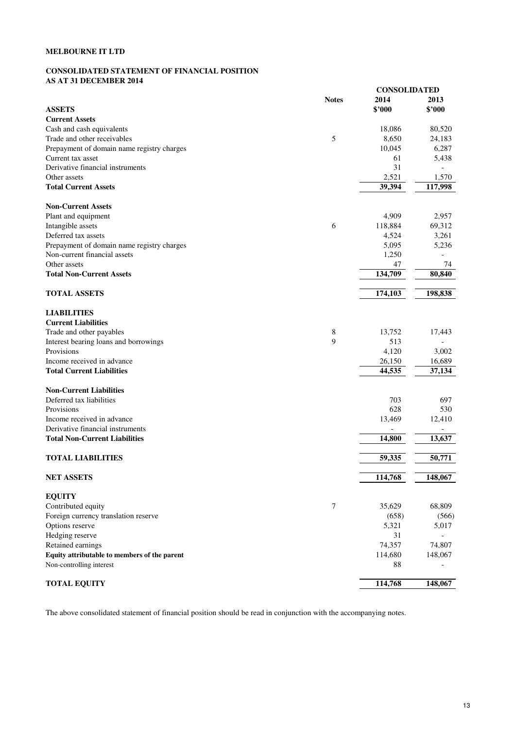**MELBOURNE IT LTD**

**CONSOLIDATED STATEMENT OF FINANCIAL POSITION**
**AS AT 31 DECEMBER 2014**

| | Notes | CONSOLIDATED 2014 $'000 | 2013 $'000 |
|---|---|---|---|
| **ASSETS** | | | |
| **Current Assets** | | | |
| Cash and cash equivalents | | 18,086 | 80,520 |
| Trade and other receivables | 5 | 8,650 | 24,183 |
| Prepayment of domain name registry charges | | 10,045 | 6,287 |
| Current tax asset | | 61 | 5,438 |
| Derivative financial instruments | | 31 | - |
| Other assets | | 2,521 | 1,570 |
| **Total Current Assets** | | **39,394** | **117,998** |
| | | | |
| **Non-Current Assets** | | | |
| Plant and equipment | | 4,909 | 2,957 |
| Intangible assets | 6 | 118,884 | 69,312 |
| Deferred tax assets | | 4,524 | 3,261 |
| Prepayment of domain name registry charges | | 5,095 | 5,236 |
| Non-current financial assets | | 1,250 | - |
| Other assets | | 47 | 74 |
| **Total Non-Current Assets** | | **134,709** | **80,840** |
| | | | |
| **TOTAL ASSETS** | | **174,103** | **198,838** |
| | | | |
| **LIABILITIES** | | | |
| **Current Liabilities** | | | |
| Trade and other payables | 8 | 13,752 | 17,443 |
| Interest bearing loans and borrowings | 9 | 513 | - |
| Provisions | | 4,120 | 3,002 |
| Income received in advance | | 26,150 | 16,689 |
| **Total Current Liabilities** | | **44,535** | **37,134** |
| | | | |
| **Non-Current Liabilities** | | | |
| Deferred tax liabilities | | 703 | 697 |
| Provisions | | 628 | 530 |
| Income received in advance | | 13,469 | 12,410 |
| Derivative financial instruments | | - | - |
| **Total Non-Current Liabilities** | | **14,800** | **13,637** |
| | | | |
| **TOTAL LIABILITIES** | | **59,335** | **50,771** |
| | | | |
| **NET ASSETS** | | **114,768** | **148,067** |
| | | | |
| **EQUITY** | | | |
| Contributed equity | 7 | 35,629 | 68,809 |
| Foreign currency translation reserve | | (658) | (566) |
| Options reserve | | 5,321 | 5,017 |
| Hedging reserve | | 31 | - |
| Retained earnings | | 74,357 | 74,807 |
| **Equity attributable to members of the parent** | | 114,680 | 148,067 |
| Non-controlling interest | | 88 | - |
| | | | |
| **TOTAL EQUITY** | | **114,768** | **148,067** |

The above consolidated statement of financial position should be read in conjunction with the accompanying notes.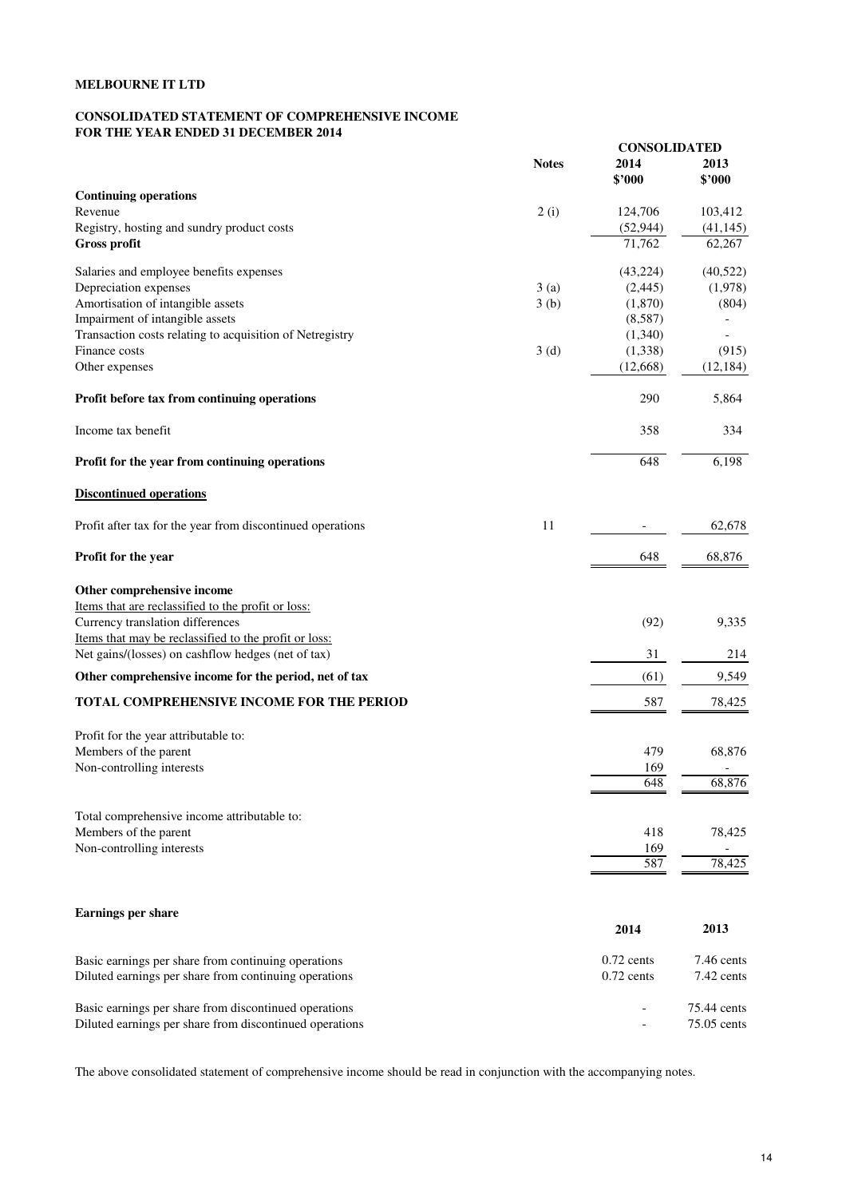**MELBOURNE IT LTD**

**CONSOLIDATED STATEMENT OF COMPREHENSIVE INCOME**
**FOR THE YEAR ENDED 31 DECEMBER 2014**

| | Notes | CONSOLIDATED 2014 $'000 | 2013 $'000 |
|---|---|---|---|
| **Continuing operations** | | | |
| Revenue | 2 (i) | 124,706 | 103,412 |
| Registry, hosting and sundry product costs | | (52,944) | (41,145) |
| **Gross profit** | | 71,762 | 62,267 |
| | | | |
| Salaries and employee benefits expenses | | (43,224) | (40,522) |
| Depreciation expenses | 3 (a) | (2,445) | (1,978) |
| Amortisation of intangible assets | 3 (b) | (1,870) | (804) |
| Impairment of intangible assets | | (8,587) | - |
| Transaction costs relating to acquisition of Netregistry | | (1,340) | - |
| Finance costs | 3 (d) | (1,338) | (915) |
| Other expenses | | (12,668) | (12,184) |
| | | | |
| **Profit before tax from continuing operations** | | 290 | 5,864 |
| | | | |
| Income tax benefit | | 358 | 334 |
| | | | |
| **Profit for the year from continuing operations** | | 648 | 6,198 |
| | | | |
| **Discontinued operations** | | | |
| | | | |
| Profit after tax for the year from discontinued operations | 11 | - | 62,678 |
| | | | |
| **Profit for the year** | | 648 | 68,876 |
| | | | |
| **Other comprehensive income** | | | |
| Items that are reclassified to the profit or loss: | | | |
| Currency translation differences | | (92) | 9,335 |
| Items that may be reclassified to the profit or loss: | | | |
| Net gains/(losses) on cashflow hedges (net of tax) | | 31 | 214 |
| **Other comprehensive income for the period, net of tax** | | (61) | 9,549 |
| **TOTAL COMPREHENSIVE INCOME FOR THE PERIOD** | | 587 | 78,425 |
| | | | |
| Profit for the year attributable to: | | | |
| Members of the parent | | 479 | 68,876 |
| Non-controlling interests | | 169 | - |
| | | 648 | 68,876 |
| | | | |
| Total comprehensive income attributable to: | | | |
| Members of the parent | | 418 | 78,425 |
| Non-controlling interests | | 169 | - |
| | | 587 | 78,425 |

**Earnings per share**

| | 2014 | 2013 |
|---|---|---|
| Basic earnings per share from continuing operations | 0.72 cents | 7.46 cents |
| Diluted earnings per share from continuing operations | 0.72 cents | 7.42 cents |
| | | |
| Basic earnings per share from discontinued operations | - | 75.44 cents |
| Diluted earnings per share from discontinued operations | - | 75.05 cents |

The above consolidated statement of comprehensive income should be read in conjunction with the accompanying notes.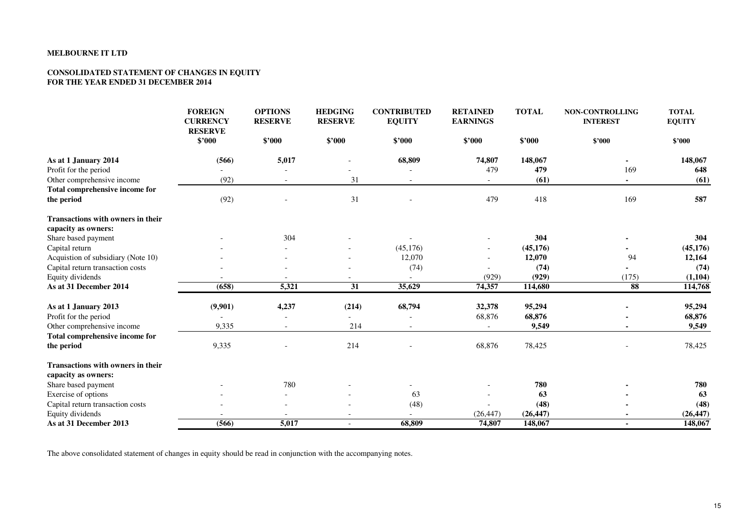**MELBOURNE IT LTD**

**CONSOLIDATED STATEMENT OF CHANGES IN EQUITY**
**FOR THE YEAR ENDED 31 DECEMBER 2014**

| | FOREIGN CURRENCY RESERVE | OPTIONS RESERVE | HEDGING RESERVE | CONTRIBUTED EQUITY | RETAINED EARNINGS | TOTAL | NON-CONTROLLING INTEREST | TOTAL EQUITY |
|---|---|---|---|---|---|---|---|---|
| | $'000 | $'000 | $'000 | $'000 | $'000 | $'000 | $'000 | $'000 |
| **As at 1 January 2014** | **(566)** | **5,017** | - | **68,809** | **74,807** | **148,067** | **-** | **148,067** |
| Profit for the period | - | - | - | - | 479 | **479** | 169 | **648** |
| Other comprehensive income | (92) | - | 31 | - | - | **(61)** | **-** | **(61)** |
| **Total comprehensive income for the period** | (92) | - | 31 | - | 479 | 418 | 169 | **587** |
| **Transactions with owners in their capacity as owners:** | | | | | | | | |
| Share based payment | - | 304 | - | - | - | **304** | **-** | **304** |
| Capital return | - | - | - | (45,176) | - | **(45,176)** | **-** | **(45,176)** |
| Acquistion of subsidiary (Note 10) | - | - | - | 12,070 | - | **12,070** | 94 | **12,164** |
| Capital return transaction costs | - | - | - | (74) | - | **(74)** | **-** | **(74)** |
| Equity dividends | - | - | - | - | (929) | **(929)** | (175) | **(1,104)** |
| **As at 31 December 2014** | **(658)** | **5,321** | **31** | **35,629** | **74,357** | **114,680** | **88** | **114,768** |
| **As at 1 January 2013** | **(9,901)** | **4,237** | **(214)** | **68,794** | **32,378** | **95,294** | **-** | **95,294** |
| Profit for the period | - | - | - | - | 68,876 | **68,876** | **-** | **68,876** |
| Other comprehensive income | 9,335 | - | 214 | - | - | **9,549** | **-** | **9,549** |
| **Total comprehensive income for the period** | 9,335 | - | 214 | - | 68,876 | 78,425 | - | 78,425 |
| **Transactions with owners in their capacity as owners:** | | | | | | | | |
| Share based payment | - | 780 | - | - | - | **780** | **-** | **780** |
| Exercise of options | - | - | - | 63 | - | **63** | **-** | **63** |
| Capital return transaction costs | - | - | - | (48) | - | **(48)** | **-** | **(48)** |
| Equity dividends | - | - | - | - | (26,447) | **(26,447)** | **-** | **(26,447)** |
| **As at 31 December 2013** | **(566)** | **5,017** | - | **68,809** | **74,807** | **148,067** | **-** | **148,067** |

The above consolidated statement of changes in equity should be read in conjunction with the accompanying notes.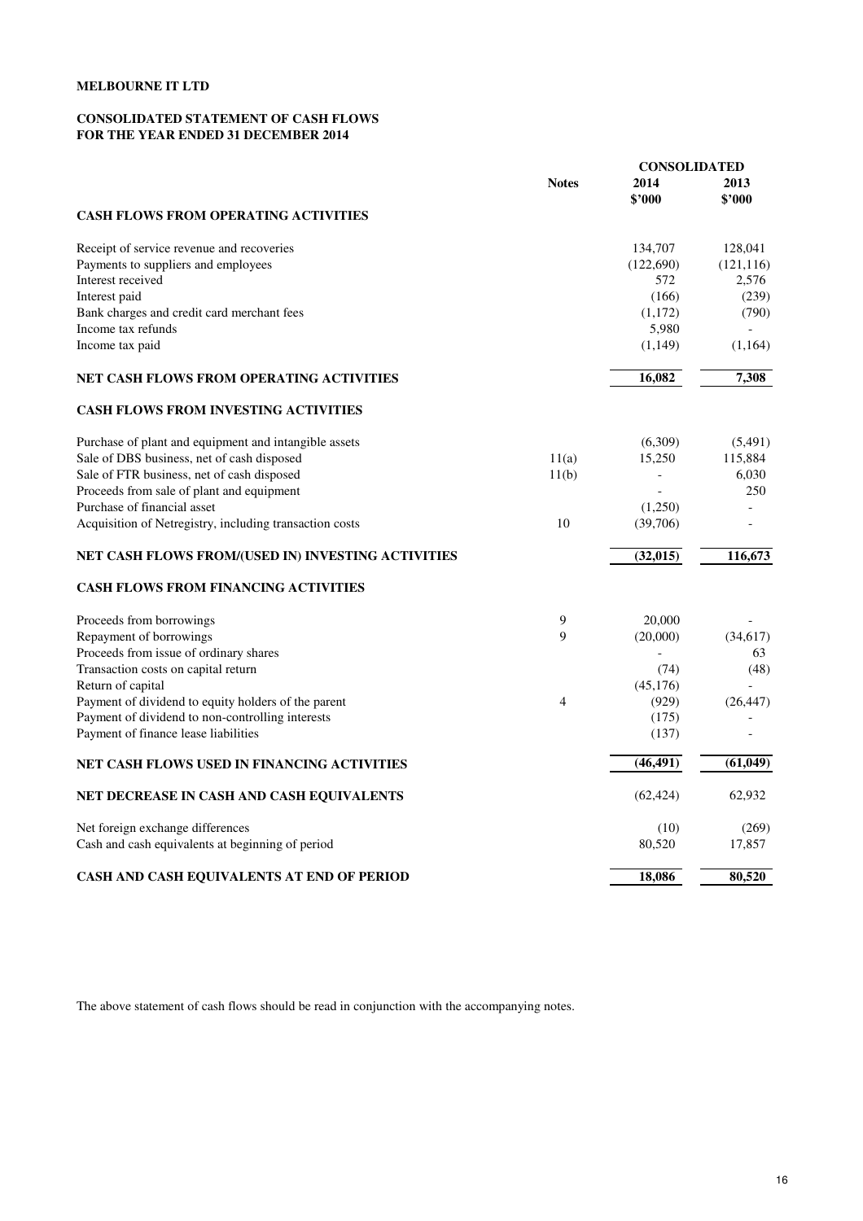**MELBOURNE IT LTD**

**CONSOLIDATED STATEMENT OF CASH FLOWS**
**FOR THE YEAR ENDED 31 DECEMBER 2014**

| | Notes | CONSOLIDATED 2014 $'000 | 2013 $'000 |
|---|---|---|---|
| **CASH FLOWS FROM OPERATING ACTIVITIES** | | | |
| Receipt of service revenue and recoveries | | 134,707 | 128,041 |
| Payments to suppliers and employees | | (122,690) | (121,116) |
| Interest received | | 572 | 2,576 |
| Interest paid | | (166) | (239) |
| Bank charges and credit card merchant fees | | (1,172) | (790) |
| Income tax refunds | | 5,980 | - |
| Income tax paid | | (1,149) | (1,164) |
| **NET CASH FLOWS FROM OPERATING ACTIVITIES** | | **16,082** | **7,308** |
| **CASH FLOWS FROM INVESTING ACTIVITIES** | | | |
| Purchase of plant and equipment and intangible assets | | (6,309) | (5,491) |
| Sale of DBS business, net of cash disposed | 11(a) | 15,250 | 115,884 |
| Sale of FTR business, net of cash disposed | 11(b) | - | 6,030 |
| Proceeds from sale of plant and equipment | | - | 250 |
| Purchase of financial asset | | (1,250) | - |
| Acquisition of Netregistry, including transaction costs | 10 | (39,706) | - |
| **NET CASH FLOWS FROM/(USED IN) INVESTING ACTIVITIES** | | **(32,015)** | **116,673** |
| **CASH FLOWS FROM FINANCING ACTIVITIES** | | | |
| Proceeds from borrowings | 9 | 20,000 | - |
| Repayment of borrowings | 9 | (20,000) | (34,617) |
| Proceeds from issue of ordinary shares | | - | 63 |
| Transaction costs on capital return | | (74) | (48) |
| Return of capital | | (45,176) | - |
| Payment of dividend to equity holders of the parent | 4 | (929) | (26,447) |
| Payment of dividend to non-controlling interests | | (175) | - |
| Payment of finance lease liabilities | | (137) | - |
| **NET CASH FLOWS USED IN FINANCING ACTIVITIES** | | **(46,491)** | **(61,049)** |
| **NET DECREASE IN CASH AND CASH EQUIVALENTS** | | (62,424) | 62,932 |
| Net foreign exchange differences | | (10) | (269) |
| Cash and cash equivalents at beginning of period | | 80,520 | 17,857 |
| **CASH AND CASH EQUIVALENTS AT END OF PERIOD** | | **18,086** | **80,520** |

The above statement of cash flows should be read in conjunction with the accompanying notes.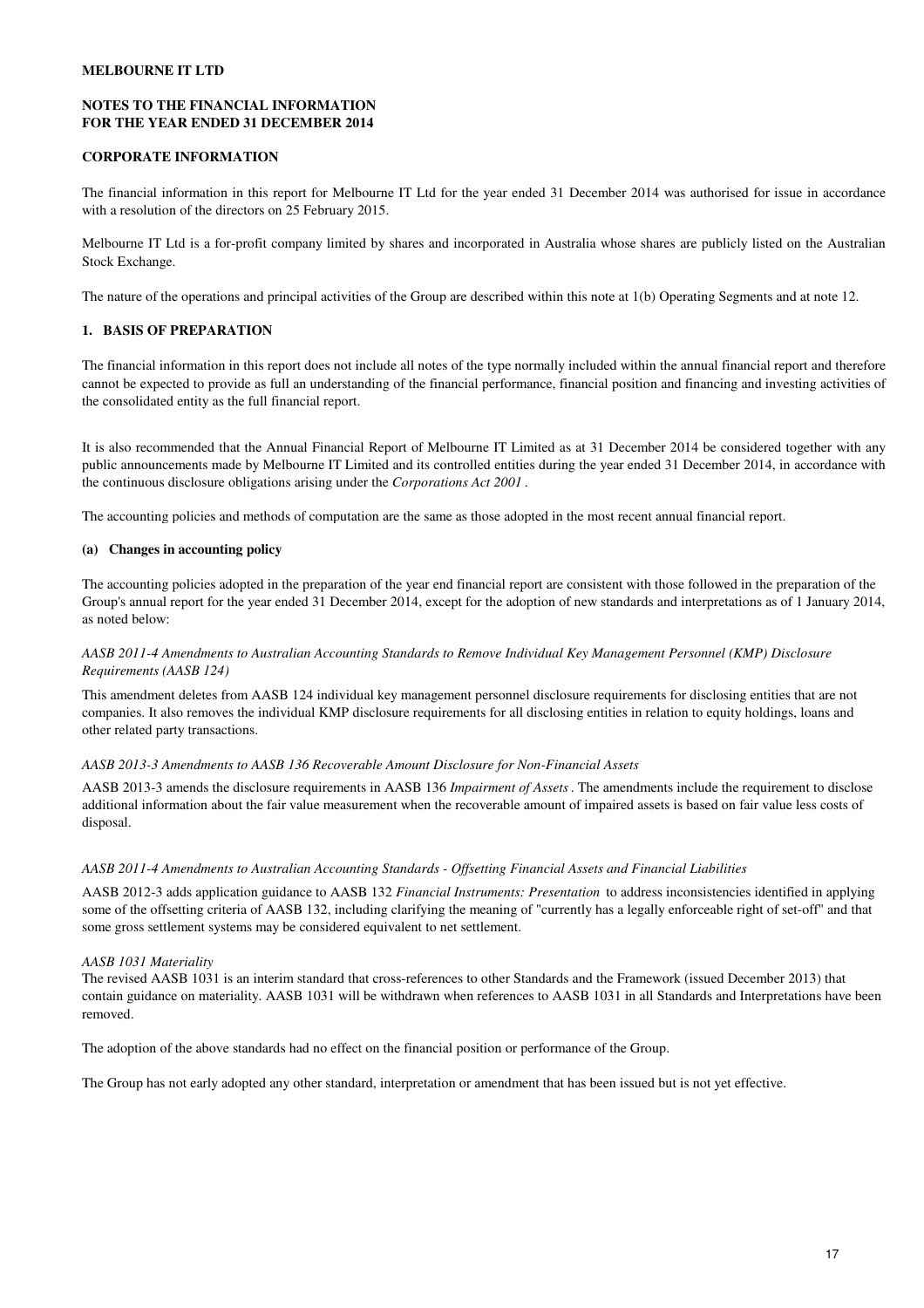**MELBOURNE IT LTD**

**NOTES TO THE FINANCIAL INFORMATION**
**FOR THE YEAR ENDED 31 DECEMBER 2014**

**CORPORATE INFORMATION**

The financial information in this report for Melbourne IT Ltd for the year ended 31 December 2014 was authorised for issue in accordance with a resolution of the directors on 25 February 2015.

Melbourne IT Ltd is a for-profit company limited by shares and incorporated in Australia whose shares are publicly listed on the Australian Stock Exchange.

The nature of the operations and principal activities of the Group are described within this note at 1(b) Operating Segments and at note 12.

## 1. BASIS OF PREPARATION

The financial information in this report does not include all notes of the type normally included within the annual financial report and therefore cannot be expected to provide as full an understanding of the financial performance, financial position and financing and investing activities of the consolidated entity as the full financial report.

It is also recommended that the Annual Financial Report of Melbourne IT Limited as at 31 December 2014 be considered together with any public announcements made by Melbourne IT Limited and its controlled entities during the year ended 31 December 2014, in accordance with the continuous disclosure obligations arising under the *Corporations Act 2001* .

The accounting policies and methods of computation are the same as those adopted in the most recent annual financial report.

**(a) Changes in accounting policy**

The accounting policies adopted in the preparation of the year end financial report are consistent with those followed in the preparation of the Group's annual report for the year ended 31 December 2014, except for the adoption of new standards and interpretations as of 1 January 2014, as noted below:

*AASB 2011-4 Amendments to Australian Accounting Standards to Remove Individual Key Management Personnel (KMP) Disclosure Requirements (AASB 124)*

This amendment deletes from AASB 124 individual key management personnel disclosure requirements for disclosing entities that are not companies. It also removes the individual KMP disclosure requirements for all disclosing entities in relation to equity holdings, loans and other related party transactions.

*AASB 2013-3 Amendments to AASB 136 Recoverable Amount Disclosure for Non-Financial Assets*

AASB 2013-3 amends the disclosure requirements in AASB 136 *Impairment of Assets* . The amendments include the requirement to disclose additional information about the fair value measurement when the recoverable amount of impaired assets is based on fair value less costs of disposal.

*AASB 2011-4 Amendments to Australian Accounting Standards - Offsetting Financial Assets and Financial Liabilities*

AASB 2012-3 adds application guidance to AASB 132 *Financial Instruments: Presentation* to address inconsistencies identified in applying some of the offsetting criteria of AASB 132, including clarifying the meaning of "currently has a legally enforceable right of set-off" and that some gross settlement systems may be considered equivalent to net settlement.

*AASB 1031 Materiality*
The revised AASB 1031 is an interim standard that cross-references to other Standards and the Framework (issued December 2013) that contain guidance on materiality. AASB 1031 will be withdrawn when references to AASB 1031 in all Standards and Interpretations have been removed.

The adoption of the above standards had no effect on the financial position or performance of the Group.

The Group has not early adopted any other standard, interpretation or amendment that has been issued but is not yet effective.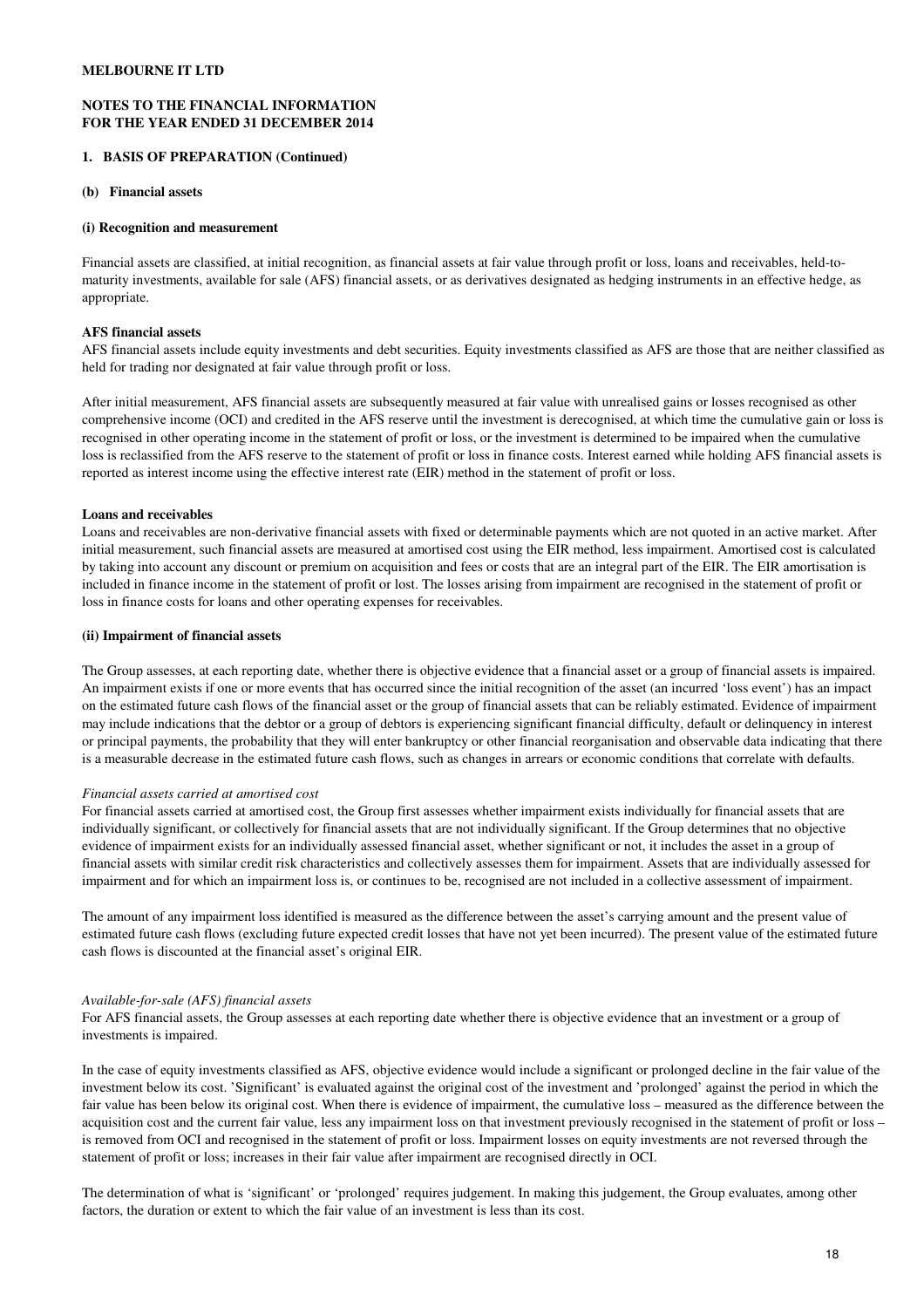**MELBOURNE IT LTD**

**NOTES TO THE FINANCIAL INFORMATION FOR THE YEAR ENDED 31 DECEMBER 2014**

**1. BASIS OF PREPARATION (Continued)**

**(b) Financial assets**

**(i) Recognition and measurement**

Financial assets are classified, at initial recognition, as financial assets at fair value through profit or loss, loans and receivables, held-to-maturity investments, available for sale (AFS) financial assets, or as derivatives designated as hedging instruments in an effective hedge, as appropriate.

**AFS financial assets**

AFS financial assets include equity investments and debt securities. Equity investments classified as AFS are those that are neither classified as held for trading nor designated at fair value through profit or loss.

After initial measurement, AFS financial assets are subsequently measured at fair value with unrealised gains or losses recognised as other comprehensive income (OCI) and credited in the AFS reserve until the investment is derecognised, at which time the cumulative gain or loss is recognised in other operating income in the statement of profit or loss, or the investment is determined to be impaired when the cumulative loss is reclassified from the AFS reserve to the statement of profit or loss in finance costs. Interest earned while holding AFS financial assets is reported as interest income using the effective interest rate (EIR) method in the statement of profit or loss.

**Loans and receivables**

Loans and receivables are non-derivative financial assets with fixed or determinable payments which are not quoted in an active market. After initial measurement, such financial assets are measured at amortised cost using the EIR method, less impairment. Amortised cost is calculated by taking into account any discount or premium on acquisition and fees or costs that are an integral part of the EIR. The EIR amortisation is included in finance income in the statement of profit or lost. The losses arising from impairment are recognised in the statement of profit or loss in finance costs for loans and other operating expenses for receivables.

**(ii) Impairment of financial assets**

The Group assesses, at each reporting date, whether there is objective evidence that a financial asset or a group of financial assets is impaired. An impairment exists if one or more events that has occurred since the initial recognition of the asset (an incurred 'loss event') has an impact on the estimated future cash flows of the financial asset or the group of financial assets that can be reliably estimated. Evidence of impairment may include indications that the debtor or a group of debtors is experiencing significant financial difficulty, default or delinquency in interest or principal payments, the probability that they will enter bankruptcy or other financial reorganisation and observable data indicating that there is a measurable decrease in the estimated future cash flows, such as changes in arrears or economic conditions that correlate with defaults.

*Financial assets carried at amortised cost*

For financial assets carried at amortised cost, the Group first assesses whether impairment exists individually for financial assets that are individually significant, or collectively for financial assets that are not individually significant. If the Group determines that no objective evidence of impairment exists for an individually assessed financial asset, whether significant or not, it includes the asset in a group of financial assets with similar credit risk characteristics and collectively assesses them for impairment. Assets that are individually assessed for impairment and for which an impairment loss is, or continues to be, recognised are not included in a collective assessment of impairment.

The amount of any impairment loss identified is measured as the difference between the asset's carrying amount and the present value of estimated future cash flows (excluding future expected credit losses that have not yet been incurred). The present value of the estimated future cash flows is discounted at the financial asset's original EIR.

*Available-for-sale (AFS) financial assets*

For AFS financial assets, the Group assesses at each reporting date whether there is objective evidence that an investment or a group of investments is impaired.

In the case of equity investments classified as AFS, objective evidence would include a significant or prolonged decline in the fair value of the investment below its cost. 'Significant' is evaluated against the original cost of the investment and 'prolonged' against the period in which the fair value has been below its original cost. When there is evidence of impairment, the cumulative loss – measured as the difference between the acquisition cost and the current fair value, less any impairment loss on that investment previously recognised in the statement of profit or loss – is removed from OCI and recognised in the statement of profit or loss. Impairment losses on equity investments are not reversed through the statement of profit or loss; increases in their fair value after impairment are recognised directly in OCI.

The determination of what is 'significant' or 'prolonged' requires judgement. In making this judgement, the Group evaluates, among other factors, the duration or extent to which the fair value of an investment is less than its cost.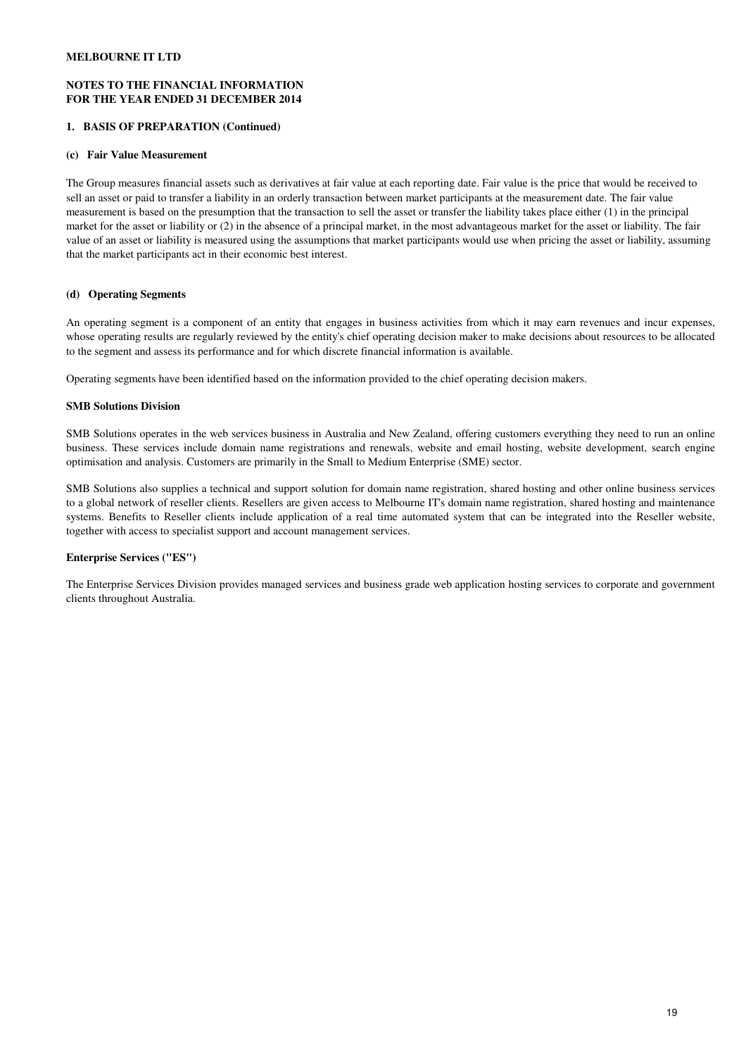**MELBOURNE IT LTD**

**NOTES TO THE FINANCIAL INFORMATION**
**FOR THE YEAR ENDED 31 DECEMBER 2014**

## 1. BASIS OF PREPARATION (Continued)

### (c) Fair Value Measurement

The Group measures financial assets such as derivatives at fair value at each reporting date. Fair value is the price that would be received to sell an asset or paid to transfer a liability in an orderly transaction between market participants at the measurement date. The fair value measurement is based on the presumption that the transaction to sell the asset or transfer the liability takes place either (1) in the principal market for the asset or liability or (2) in the absence of a principal market, in the most advantageous market for the asset or liability. The fair value of an asset or liability is measured using the assumptions that market participants would use when pricing the asset or liability, assuming that the market participants act in their economic best interest.

### (d) Operating Segments

An operating segment is a component of an entity that engages in business activities from which it may earn revenues and incur expenses, whose operating results are regularly reviewed by the entity's chief operating decision maker to make decisions about resources to be allocated to the segment and assess its performance and for which discrete financial information is available.

Operating segments have been identified based on the information provided to the chief operating decision makers.

**SMB Solutions Division**

SMB Solutions operates in the web services business in Australia and New Zealand, offering customers everything they need to run an online business. These services include domain name registrations and renewals, website and email hosting, website development, search engine optimisation and analysis. Customers are primarily in the Small to Medium Enterprise (SME) sector.

SMB Solutions also supplies a technical and support solution for domain name registration, shared hosting and other online business services to a global network of reseller clients. Resellers are given access to Melbourne IT's domain name registration, shared hosting and maintenance systems. Benefits to Reseller clients include application of a real time automated system that can be integrated into the Reseller website, together with access to specialist support and account management services.

**Enterprise Services ("ES")**

The Enterprise Services Division provides managed services and business grade web application hosting services to corporate and government clients throughout Australia.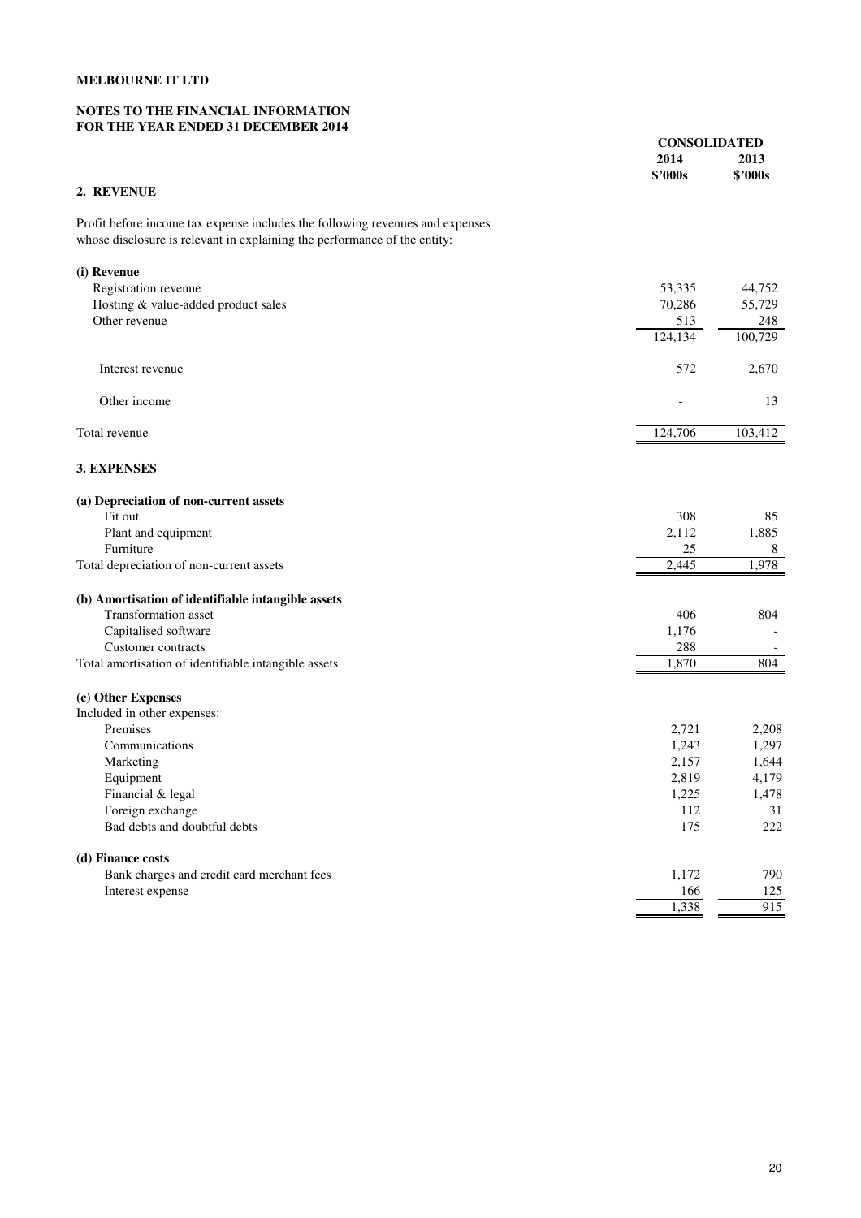**MELBOURNE IT LTD**

**NOTES TO THE FINANCIAL INFORMATION**
**FOR THE YEAR ENDED 31 DECEMBER 2014**

| | CONSOLIDATED | |
|---|---|---|
| | **2014** | **2013** |
| | **$'000s** | **$'000s** |
| **2. REVENUE** | | |
| Profit before income tax expense includes the following revenues and expenses whose disclosure is relevant in explaining the performance of the entity: | | |
| **(i) Revenue** | | |
| Registration revenue | 53,335 | 44,752 |
| Hosting & value-added product sales | 70,286 | 55,729 |
| Other revenue | 513 | 248 |
| | 124,134 | 100,729 |
| Interest revenue | 572 | 2,670 |
| Other income | - | 13 |
| Total revenue | 124,706 | 103,412 |
| **3. EXPENSES** | | |
| **(a) Depreciation of non-current assets** | | |
| Fit out | 308 | 85 |
| Plant and equipment | 2,112 | 1,885 |
| Furniture | 25 | 8 |
| Total depreciation of non-current assets | 2,445 | 1,978 |
| **(b) Amortisation of identifiable intangible assets** | | |
| Transformation asset | 406 | 804 |
| Capitalised software | 1,176 | - |
| Customer contracts | 288 | - |
| Total amortisation of identifiable intangible assets | 1,870 | 804 |
| **(c) Other Expenses** | | |
| Included in other expenses: | | |
| Premises | 2,721 | 2,208 |
| Communications | 1,243 | 1,297 |
| Marketing | 2,157 | 1,644 |
| Equipment | 2,819 | 4,179 |
| Financial & legal | 1,225 | 1,478 |
| Foreign exchange | 112 | 31 |
| Bad debts and doubtful debts | 175 | 222 |
| **(d) Finance costs** | | |
| Bank charges and credit card merchant fees | 1,172 | 790 |
| Interest expense | 166 | 125 |
| | 1,338 | 915 |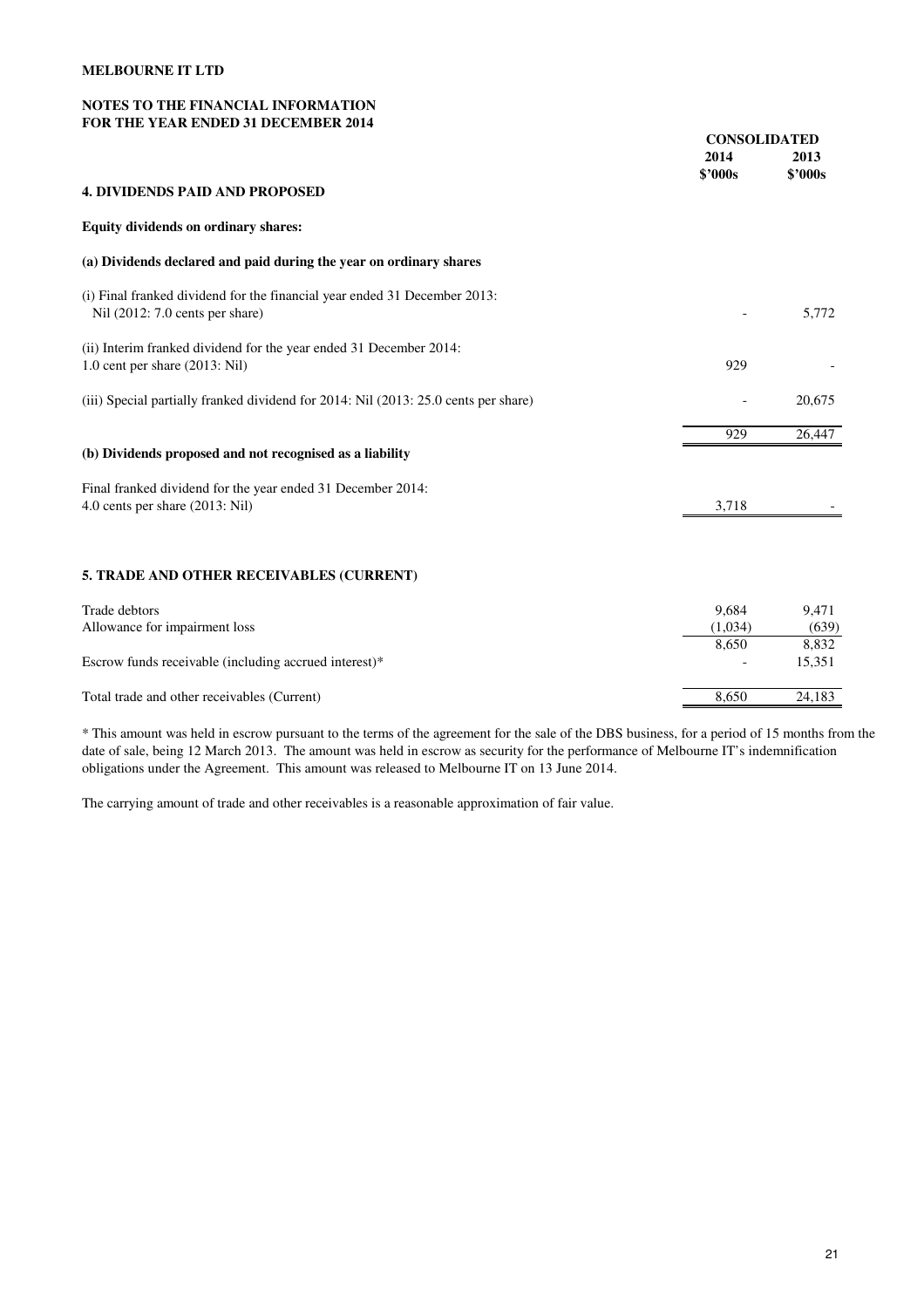**MELBOURNE IT LTD**

**NOTES TO THE FINANCIAL INFORMATION**
**FOR THE YEAR ENDED 31 DECEMBER 2014**

## 4. DIVIDENDS PAID AND PROPOSED

| | CONSOLIDATED 2014 $'000s | CONSOLIDATED 2013 $'000s |
|---|---|---|
| **Equity dividends on ordinary shares:** | | |
| **(a) Dividends declared and paid during the year on ordinary shares** | | |
| (i) Final franked dividend for the financial year ended 31 December 2013: Nil (2012: 7.0 cents per share) | - | 5,772 |
| (ii) Interim franked dividend for the year ended 31 December 2014: 1.0 cent per share (2013: Nil) | 929 | - |
| (iii) Special partially franked dividend for 2014: Nil (2013: 25.0 cents per share) | - | 20,675 |
| | 929 | 26,447 |
| **(b) Dividends proposed and not recognised as a liability** | | |
| Final franked dividend for the year ended 31 December 2014: 4.0 cents per share (2013: Nil) | 3,718 | - |

## 5. TRADE AND OTHER RECEIVABLES (CURRENT)

| | 2014 $'000s | 2013 $'000s |
|---|---|---|
| Trade debtors | 9,684 | 9,471 |
| Allowance for impairment loss | (1,034) | (639) |
| | 8,650 | 8,832 |
| Escrow funds receivable (including accrued interest)* | - | 15,351 |
| Total trade and other receivables (Current) | 8,650 | 24,183 |

* This amount was held in escrow pursuant to the terms of the agreement for the sale of the DBS business, for a period of 15 months from the date of sale, being 12 March 2013. The amount was held in escrow as security for the performance of Melbourne IT's indemnification obligations under the Agreement. This amount was released to Melbourne IT on 13 June 2014.

The carrying amount of trade and other receivables is a reasonable approximation of fair value.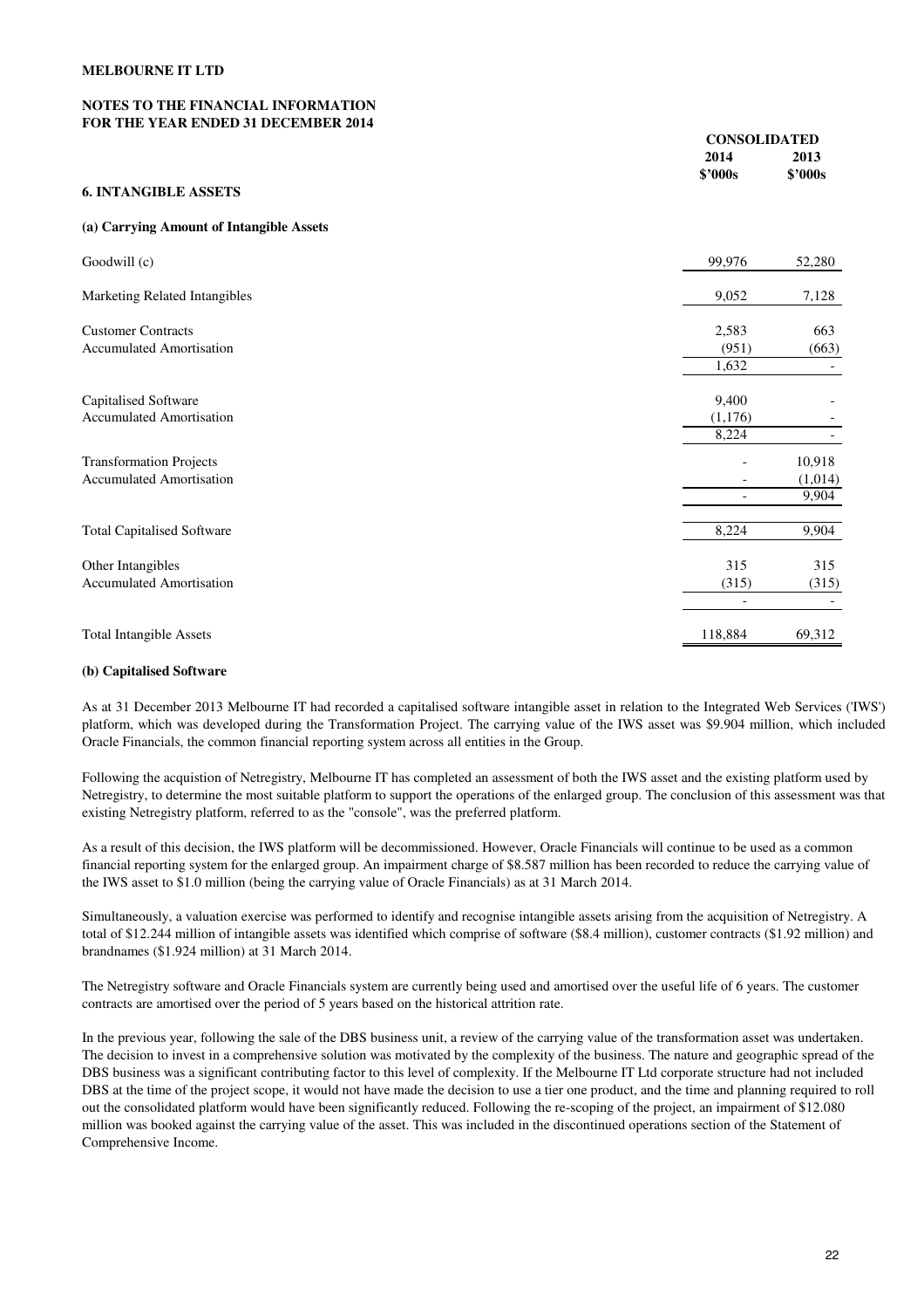**MELBOURNE IT LTD**

**NOTES TO THE FINANCIAL INFORMATION FOR THE YEAR ENDED 31 DECEMBER 2014**

## 6. INTANGIBLE ASSETS

### (a) Carrying Amount of Intangible Assets

| | CONSOLIDATED 2014 $'000s | CONSOLIDATED 2013 $'000s |
|---|---|---|
| Goodwill (c) | 99,976 | 52,280 |
| Marketing Related Intangibles | 9,052 | 7,128 |
| Customer Contracts | 2,583 | 663 |
| Accumulated Amortisation | (951) | (663) |
| | 1,632 | - |
| Capitalised Software | 9,400 | - |
| Accumulated Amortisation | (1,176) | - |
| | 8,224 | - |
| Transformation Projects | - | 10,918 |
| Accumulated Amortisation | - | (1,014) |
| | - | 9,904 |
| Total Capitalised Software | 8,224 | 9,904 |
| Other Intangibles | 315 | 315 |
| Accumulated Amortisation | (315) | (315) |
| | - | - |
| Total Intangible Assets | 118,884 | 69,312 |

### (b) Capitalised Software

As at 31 December 2013 Melbourne IT had recorded a capitalised software intangible asset in relation to the Integrated Web Services ('IWS') platform, which was developed during the Transformation Project. The carrying value of the IWS asset was $9.904 million, which included Oracle Financials, the common financial reporting system across all entities in the Group.

Following the acquistion of Netregistry, Melbourne IT has completed an assessment of both the IWS asset and the existing platform used by Netregistry, to determine the most suitable platform to support the operations of the enlarged group. The conclusion of this assessment was that existing Netregistry platform, referred to as the "console", was the preferred platform.

As a result of this decision, the IWS platform will be decommissioned. However, Oracle Financials will continue to be used as a common financial reporting system for the enlarged group. An impairment charge of $8.587 million has been recorded to reduce the carrying value of the IWS asset to $1.0 million (being the carrying value of Oracle Financials) as at 31 March 2014.

Simultaneously, a valuation exercise was performed to identify and recognise intangible assets arising from the acquisition of Netregistry. A total of $12.244 million of intangible assets was identified which comprise of software ($8.4 million), customer contracts ($1.92 million) and brandnames ($1.924 million) at 31 March 2014.

The Netregistry software and Oracle Financials system are currently being used and amortised over the useful life of 6 years. The customer contracts are amortised over the period of 5 years based on the historical attrition rate.

In the previous year, following the sale of the DBS business unit, a review of the carrying value of the transformation asset was undertaken. The decision to invest in a comprehensive solution was motivated by the complexity of the business. The nature and geographic spread of the DBS business was a significant contributing factor to this level of complexity. If the Melbourne IT Ltd corporate structure had not included DBS at the time of the project scope, it would not have made the decision to use a tier one product, and the time and planning required to roll out the consolidated platform would have been significantly reduced. Following the re-scoping of the project, an impairment of $12.080 million was booked against the carrying value of the asset. This was included in the discontinued operations section of the Statement of Comprehensive Income.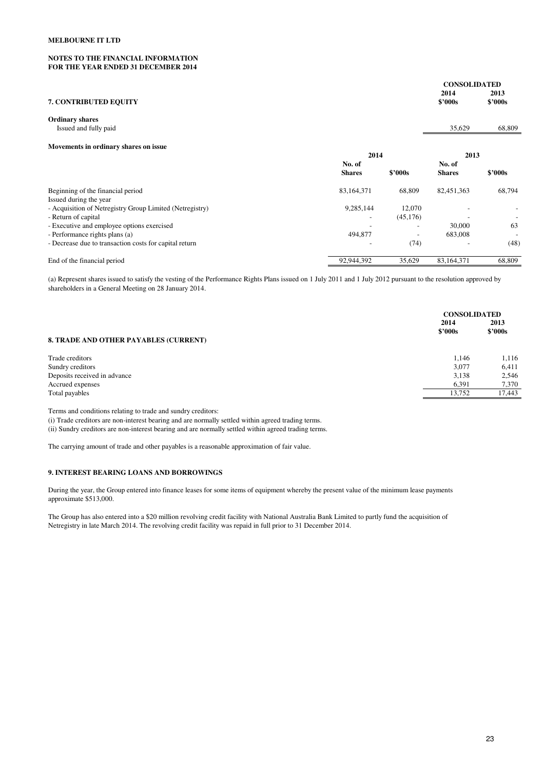**MELBOURNE IT LTD**

**NOTES TO THE FINANCIAL INFORMATION**
**FOR THE YEAR ENDED 31 DECEMBER 2014**

## 7. CONTRIBUTED EQUITY

| | CONSOLIDATED | |
|---|---|---|
| | 2014 | 2013 |
| | $'000s | $'000s |
| **Ordinary shares** | | |
| Issued and fully paid | 35,629 | 68,809 |

**Movements in ordinary shares on issue**

| | 2014 | | 2013 | |
|---|---|---|---|---|
| | No. of Shares | $'000s | No. of Shares | $'000s |
| Beginning of the financial period | 83,164,371 | 68,809 | 82,451,363 | 68,794 |
| Issued during the year | | | | |
| - Acquisition of Netregistry Group Limited (Netregistry) | 9,285,144 | 12,070 | - | - |
| - Return of capital | - | (45,176) | - | - |
| - Executive and employee options exercised | - | - | 30,000 | 63 |
| - Performance rights plans (a) | 494,877 | - | 683,008 | - |
| - Decrease due to transaction costs for capital return | - | (74) | - | (48) |
| End of the financial period | 92,944,392 | 35,629 | 83,164,371 | 68,809 |

(a) Represent shares issued to satisfy the vesting of the Performance Rights Plans issued on 1 July 2011 and 1 July 2012 pursuant to the resolution approved by shareholders in a General Meeting on 28 January 2014.

## 8. TRADE AND OTHER PAYABLES (CURRENT)

| | CONSOLIDATED | |
|---|---|---|
| | 2014 | 2013 |
| | $'000s | $'000s |
| Trade creditors | 1,146 | 1,116 |
| Sundry creditors | 3,077 | 6,411 |
| Deposits received in advance | 3,138 | 2,546 |
| Accrued expenses | 6,391 | 7,370 |
| Total payables | 13,752 | 17,443 |

Terms and conditions relating to trade and sundry creditors:

(i) Trade creditors are non-interest bearing and are normally settled within agreed trading terms.

(ii) Sundry creditors are non-interest bearing and are normally settled within agreed trading terms.

The carrying amount of trade and other payables is a reasonable approximation of fair value.

## 9. INTEREST BEARING LOANS AND BORROWINGS

During the year, the Group entered into finance leases for some items of equipment whereby the present value of the minimum lease payments approximate $513,000.

The Group has also entered into a $20 million revolving credit facility with National Australia Bank Limited to partly fund the acquisition of Netregistry in late March 2014. The revolving credit facility was repaid in full prior to 31 December 2014.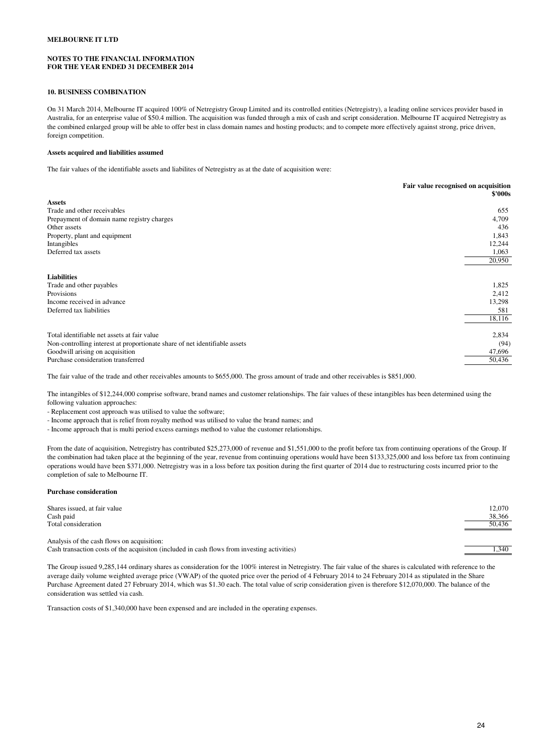MELBOURNE IT LTD

NOTES TO THE FINANCIAL INFORMATION
FOR THE YEAR ENDED 31 DECEMBER 2014

### 10. BUSINESS COMBINATION

On 31 March 2014, Melbourne IT acquired 100% of Netregistry Group Limited and its controlled entities (Netregistry), a leading online services provider based in Australia, for an enterprise value of $50.4 million. The acquisition was funded through a mix of cash and script consideration. Melbourne IT acquired Netregistry as the combined enlarged group will be able to offer best in class domain names and hosting products; and to compete more effectively against strong, price driven, foreign competition.

#### Assets acquired and liabilities assumed

The fair values of the identifiable assets and liabilites of Netregistry as at the date of acquisition were:

| | Fair value recognised on acquisition $'000s |
|---|---|
| **Assets** | |
| Trade and other receivables | 655 |
| Prepayment of domain name registry charges | 4,709 |
| Other assets | 436 |
| Property, plant and equipment | 1,843 |
| Intangibles | 12,244 |
| Deferred tax assets | 1,063 |
| | 20,950 |
| **Liabilities** | |
| Trade and other payables | 1,825 |
| Provisions | 2,412 |
| Income received in advance | 13,298 |
| Deferred tax liabilities | 581 |
| | 18,116 |
| Total identifiable net assets at fair value | 2,834 |
| Non-controlling interest at proportionate share of net identifiable assets | (94) |
| Goodwill arising on acquisition | 47,696 |
| Purchase consideration transferred | 50,436 |

The fair value of the trade and other receivables amounts to $655,000. The gross amount of trade and other receivables is $851,000.

The intangibles of $12,244,000 comprise software, brand names and customer relationships. The fair values of these intangibles has been determined using the following valuation approaches:

- Replacement cost approach was utilised to value the software;
- Income approach that is relief from royalty method was utilised to value the brand names; and
- Income approach that is multi period excess earnings method to value the customer relationships.

From the date of acquisition, Netregistry has contributed $25,273,000 of revenue and $1,551,000 to the profit before tax from continuing operations of the Group. If the combination had taken place at the beginning of the year, revenue from continuing operations would have been $133,325,000 and loss before tax from continuing operations would have been $371,000. Netregistry was in a loss before tax position during the first quarter of 2014 due to restructuring costs incurred prior to the completion of sale to Melbourne IT.

#### Purchase consideration

| | |
|---|---|
| Shares issued, at fair value | 12,070 |
| Cash paid | 38,366 |
| Total consideration | 50,436 |
| | |
| Analysis of the cash flows on acquisition: | |
| Cash transaction costs of the acquisiton (included in cash flows from investing activities) | 1,340 |

The Group issued 9,285,144 ordinary shares as consideration for the 100% interest in Netregistry. The fair value of the shares is calculated with reference to the average daily volume weighted average price (VWAP) of the quoted price over the period of 4 February 2014 to 24 February 2014 as stipulated in the Share Purchase Agreement dated 27 February 2014, which was $1.30 each. The total value of scrip consideration given is therefore $12,070,000. The balance of the consideration was settled via cash.

Transaction costs of $1,340,000 have been expensed and are included in the operating expenses.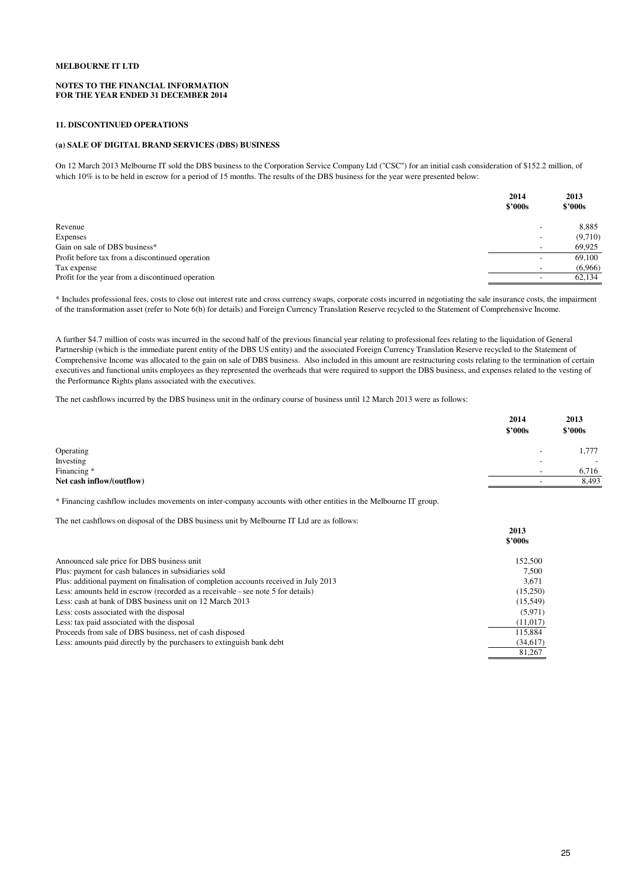**MELBOURNE IT LTD**

**NOTES TO THE FINANCIAL INFORMATION**
**FOR THE YEAR ENDED 31 DECEMBER 2014**

## 11. DISCONTINUED OPERATIONS

### (a) SALE OF DIGITAL BRAND SERVICES (DBS) BUSINESS

On 12 March 2013 Melbourne IT sold the DBS business to the Corporation Service Company Ltd ("CSC") for an initial cash consideration of $152.2 million, of which 10% is to be held in escrow for a period of 15 months. The results of the DBS business for the year were presented below:

| | 2014 $'000s | 2013 $'000s |
|---|---|---|
| Revenue | - | 8,885 |
| Expenses | - | (9,710) |
| Gain on sale of DBS business* | - | 69,925 |
| Profit before tax from a discontinued operation | - | 69,100 |
| Tax expense | - | (6,966) |
| Profit for the year from a discontinued operation | - | 62,134 |

* Includes professional fees, costs to close out interest rate and cross currency swaps, corporate costs incurred in negotiating the sale insurance costs, the impairment of the transformation asset (refer to Note 6(b) for details) and Foreign Currency Translation Reserve recycled to the Statement of Comprehensive Income.

A further $4.7 million of costs was incurred in the second half of the previous financial year relating to professional fees relating to the liquidation of General Partnership (which is the immediate parent entity of the DBS US entity) and the associated Foreign Currency Translation Reserve recycled to the Statement of Comprehensive Income was allocated to the gain on sale of DBS business. Also included in this amount are restructuring costs relating to the termination of certain executives and functional units employees as they represented the overheads that were required to support the DBS business, and expenses related to the vesting of the Performance Rights plans associated with the executives.

The net cashflows incurred by the DBS business unit in the ordinary course of business until 12 March 2013 were as follows:

| | 2014 $'000s | 2013 $'000s |
|---|---|---|
| Operating | - | 1,777 |
| Investing | - | - |
| Financing * | - | 6,716 |
| **Net cash inflow/(outflow)** | - | 8,493 |

* Financing cashflow includes movements on inter-company accounts with other entities in the Melbourne IT group.

The net cashflows on disposal of the DBS business unit by Melbourne IT Ltd are as follows:

| | 2013 $'000s |
|---|---|
| Announced sale price for DBS business unit | 152,500 |
| Plus: payment for cash balances in subsidiaries sold | 7,500 |
| Plus: additional payment on finalisation of completion accounts received in July 2013 | 3,671 |
| Less: amounts held in escrow (recorded as a receivable - see note 5 for details) | (15,250) |
| Less: cash at bank of DBS business unit on 12 March 2013 | (15,549) |
| Less: costs associated with the disposal | (5,971) |
| Less: tax paid associated with the disposal | (11,017) |
| Proceeds from sale of DBS business, net of cash disposed | 115,884 |
| Less: amounts paid directly by the purchasers to extinguish bank debt | (34,617) |
| | 81,267 |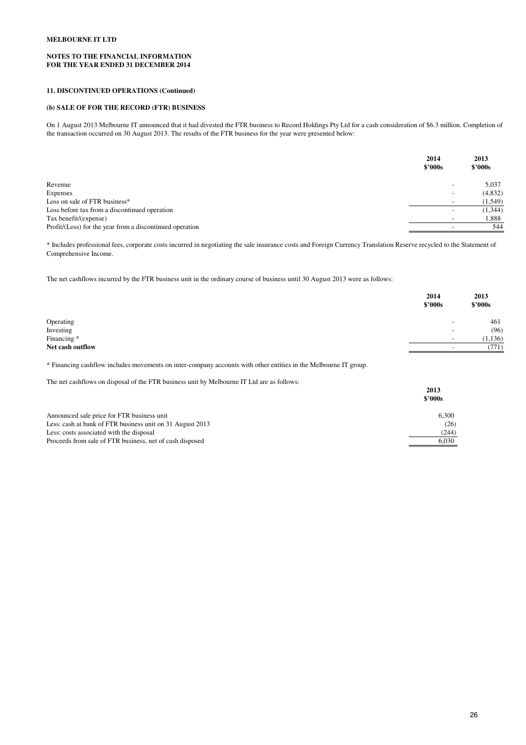**MELBOURNE IT LTD**

**NOTES TO THE FINANCIAL INFORMATION**
**FOR THE YEAR ENDED 31 DECEMBER 2014**

### 11. DISCONTINUED OPERATIONS (Continued)

#### (b) SALE OF FOR THE RECORD (FTR) BUSINESS

On 1 August 2013 Melbourne IT announced that it had divested the FTR business to Record Holdings Pty Ltd for a cash consideration of $6.3 million. Completion of the transaction occurred on 30 August 2013. The results of the FTR business for the year were presented below:

| | 2014 $'000s | 2013 $'000s |
|---|---|---|
| Revenue | - | 5,037 |
| Expenses | - | (4,832) |
| Loss on sale of FTR business* | - | (1,549) |
| Loss before tax from a discontinued operation | - | (1,344) |
| Tax benefit/(expense) | - | 1,888 |
| Profit/(Loss) for the year from a discontinued operation | - | 544 |

* Includes professional fees, corporate costs incurred in negotiating the sale insurance costs and Foreign Currency Translation Reserve recycled to the Statement of Comprehensive Income.

The net cashflows incurred by the FTR business unit in the ordinary course of business until 30 August 2013 were as follows:

| | 2014 $'000s | 2013 $'000s |
|---|---|---|
| Operating | - | 461 |
| Investing | - | (96) |
| Financing * | - | (1,136) |
| **Net cash outflow** | - | (771) |

* Financing cashflow includes movements on inter-company accounts with other entities in the Melbourne IT group.

The net cashflows on disposal of the FTR business unit by Melbourne IT Ltd are as follows:

| | 2013 $'000s |
|---|---|
| Announced sale price for FTR business unit | 6,300 |
| Less: cash at bank of FTR business unit on 31 August 2013 | (26) |
| Less: costs associated with the disposal | (244) |
| Proceeds from sale of FTR business, net of cash disposed | 6,030 |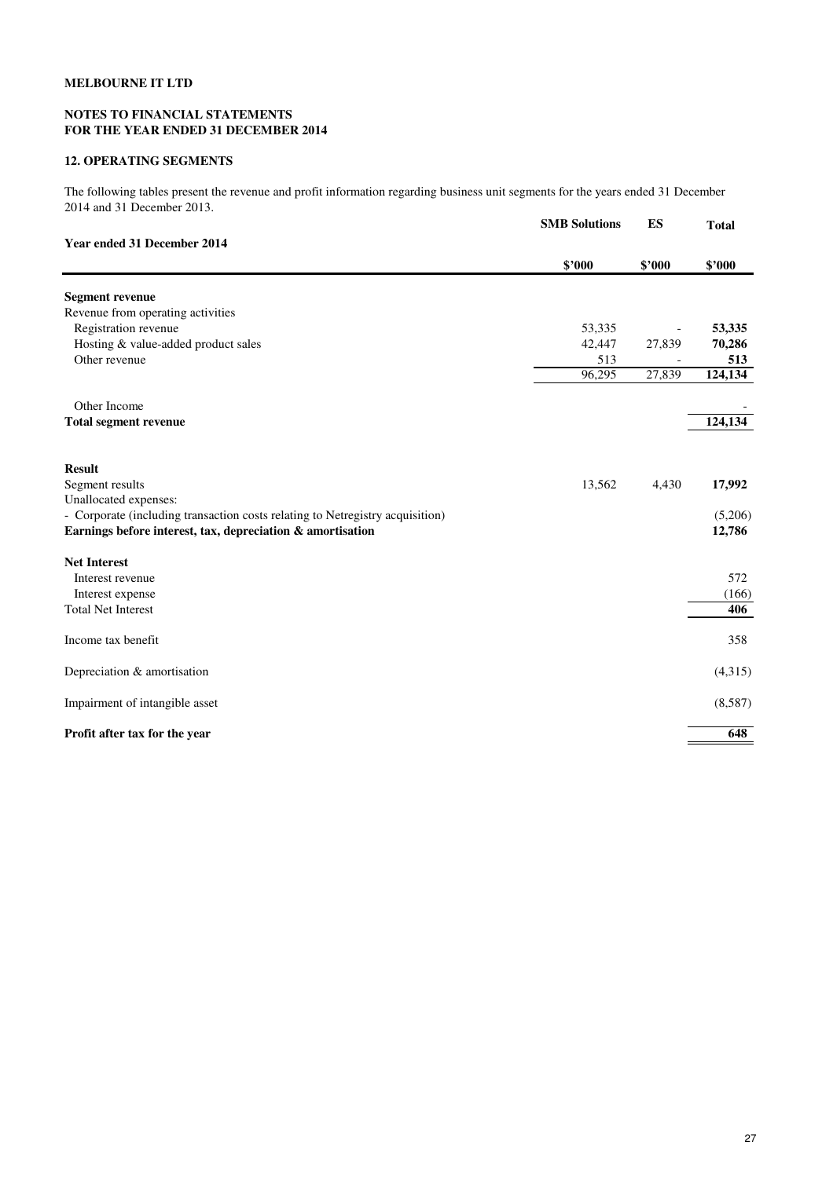**MELBOURNE IT LTD**

**NOTES TO FINANCIAL STATEMENTS**
**FOR THE YEAR ENDED 31 DECEMBER 2014**

### 12. OPERATING SEGMENTS

The following tables present the revenue and profit information regarding business unit segments for the years ended 31 December 2014 and 31 December 2013.

| Year ended 31 December 2014 | SMB Solutions | ES | Total |
|---|---|---|---|
| | **$'000** | **$'000** | **$'000** |
| **Segment revenue** | | | |
| Revenue from operating activities | | | |
| Registration revenue | 53,335 | - | **53,335** |
| Hosting & value-added product sales | 42,447 | 27,839 | **70,286** |
| Other revenue | 513 | - | **513** |
| | 96,295 | 27,839 | **124,134** |
| Other Income | | | - |
| **Total segment revenue** | | | **124,134** |
| **Result** | | | |
| Segment results | 13,562 | 4,430 | **17,992** |
| Unallocated expenses: | | | |
| - Corporate (including transaction costs relating to Netregistry acquisition) | | | (5,206) |
| **Earnings before interest, tax, depreciation & amortisation** | | | **12,786** |
| **Net Interest** | | | |
| Interest revenue | | | 572 |
| Interest expense | | | (166) |
| Total Net Interest | | | **406** |
| Income tax benefit | | | 358 |
| Depreciation & amortisation | | | (4,315) |
| Impairment of intangible asset | | | (8,587) |
| **Profit after tax for the year** | | | **648** |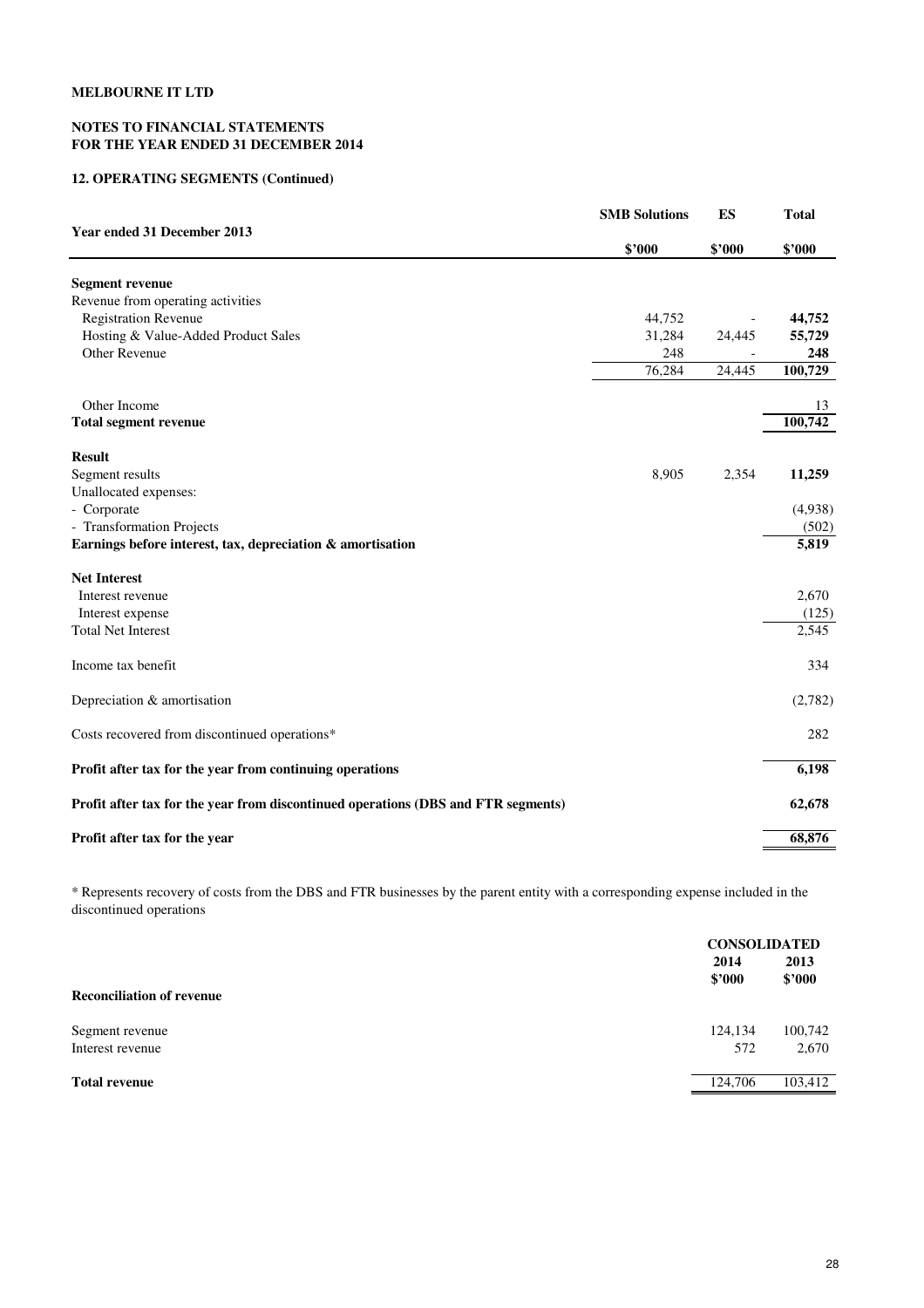**MELBOURNE IT LTD**

**NOTES TO FINANCIAL STATEMENTS**
**FOR THE YEAR ENDED 31 DECEMBER 2014**

**12. OPERATING SEGMENTS (Continued)**

| Year ended 31 December 2013 | SMB Solutions | ES | Total |
|---|---|---|---|
| | $'000 | $'000 | $'000 |
| **Segment revenue** | | | |
| Revenue from operating activities | | | |
| Registration Revenue | 44,752 | - | **44,752** |
| Hosting & Value-Added Product Sales | 31,284 | 24,445 | **55,729** |
| Other Revenue | 248 | - | **248** |
| | 76,284 | 24,445 | **100,729** |
| Other Income | | | 13 |
| **Total segment revenue** | | | **100,742** |
| **Result** | | | |
| Segment results | 8,905 | 2,354 | **11,259** |
| Unallocated expenses: | | | |
| - Corporate | | | (4,938) |
| - Transformation Projects | | | (502) |
| **Earnings before interest, tax, depreciation & amortisation** | | | **5,819** |
| **Net Interest** | | | |
| Interest revenue | | | 2,670 |
| Interest expense | | | (125) |
| Total Net Interest | | | 2,545 |
| Income tax benefit | | | 334 |
| Depreciation & amortisation | | | (2,782) |
| Costs recovered from discontinued operations* | | | 282 |
| **Profit after tax for the year from continuing operations** | | | **6,198** |
| **Profit after tax for the year from discontinued operations (DBS and FTR segments)** | | | **62,678** |
| **Profit after tax for the year** | | | **68,876** |

* Represents recovery of costs from the DBS and FTR businesses by the parent entity with a corresponding expense included in the discontinued operations

| | CONSOLIDATED | |
|---|---|---|
| | 2014 | 2013 |
| **Reconciliation of revenue** | $'000 | $'000 |
| Segment revenue | 124,134 | 100,742 |
| Interest revenue | 572 | 2,670 |
| **Total revenue** | 124,706 | 103,412 |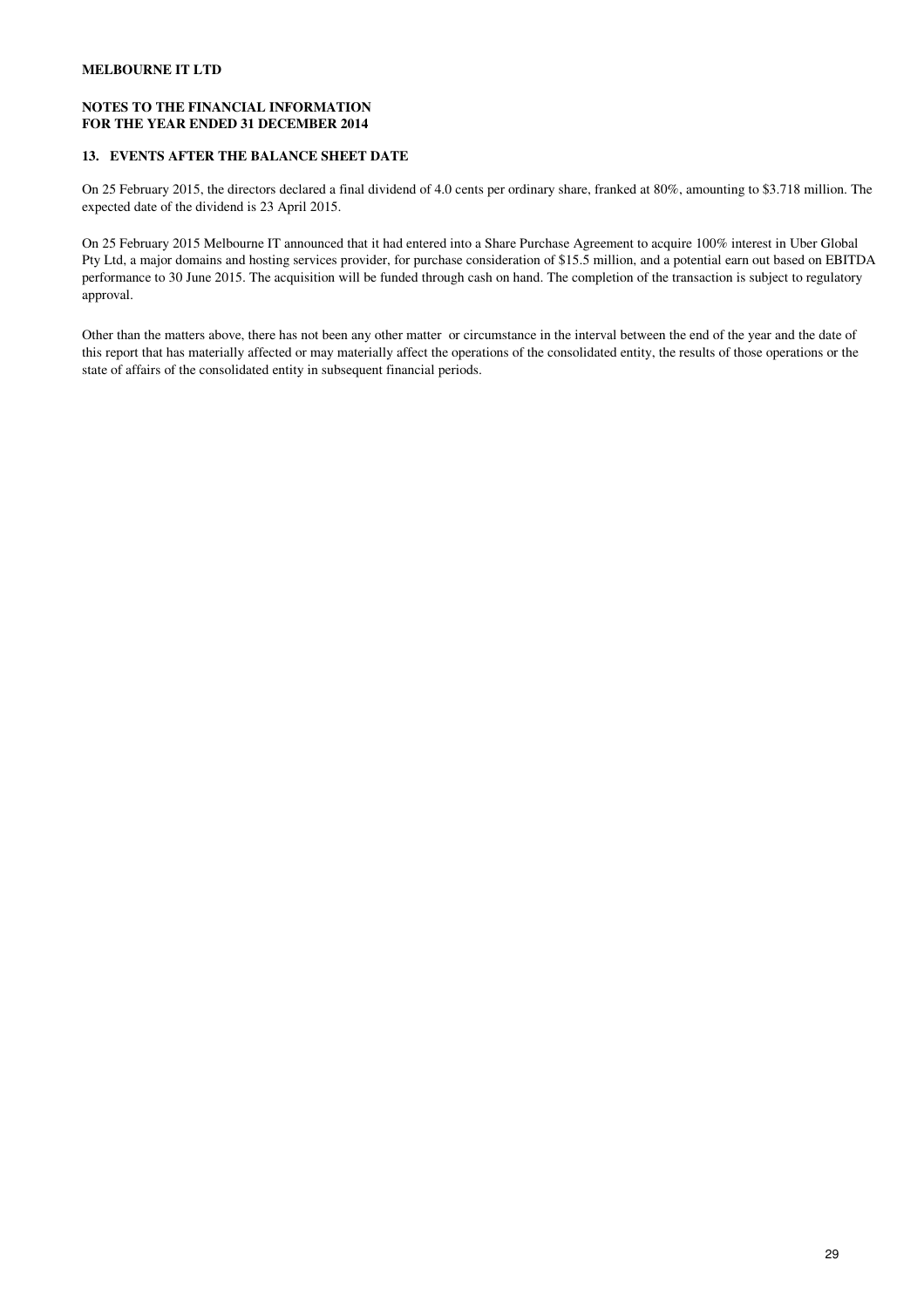**MELBOURNE IT LTD**

**NOTES TO THE FINANCIAL INFORMATION**
**FOR THE YEAR ENDED 31 DECEMBER 2014**

### 13. EVENTS AFTER THE BALANCE SHEET DATE

On 25 February 2015, the directors declared a final dividend of 4.0 cents per ordinary share, franked at 80%, amounting to $3.718 million. The expected date of the dividend is 23 April 2015.

On 25 February 2015 Melbourne IT announced that it had entered into a Share Purchase Agreement to acquire 100% interest in Uber Global Pty Ltd, a major domains and hosting services provider, for purchase consideration of $15.5 million, and a potential earn out based on EBITDA performance to 30 June 2015. The acquisition will be funded through cash on hand. The completion of the transaction is subject to regulatory approval.

Other than the matters above, there has not been any other matter or circumstance in the interval between the end of the year and the date of this report that has materially affected or may materially affect the operations of the consolidated entity, the results of those operations or the state of affairs of the consolidated entity in subsequent financial periods.